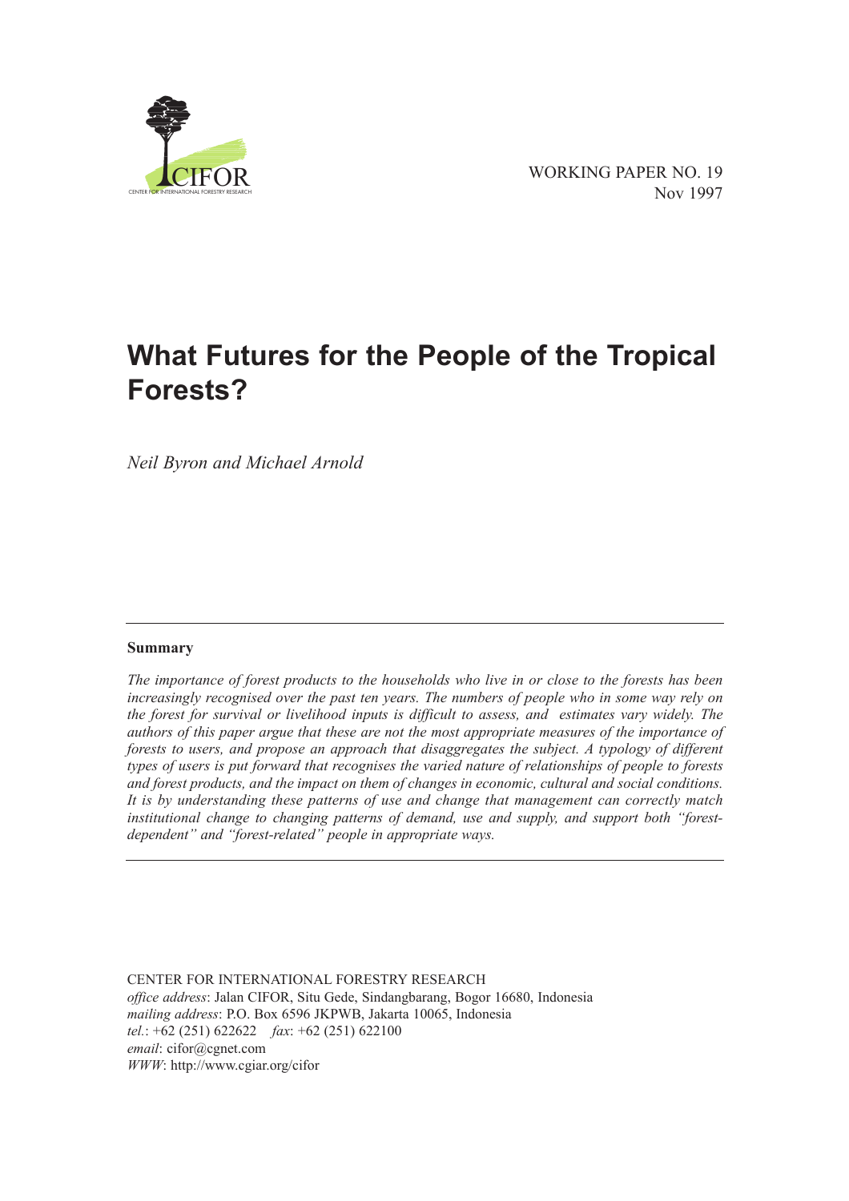CIFOR

CENTER FOR INTERNATIONAL FORESTRY RESEARCH

WORKING PAPER NO. 19
Nov 1997

# What Futures for the People of the Tropical Forests?

*Neil Byron and Michael Arnold*

---

**Summary**

*The importance of forest products to the households who live in or close to the forests has been increasingly recognised over the past ten years. The numbers of people who in some way rely on the forest for survival or livelihood inputs is difficult to assess, and estimates vary widely. The authors of this paper argue that these are not the most appropriate measures of the importance of forests to users, and propose an approach that disaggregates the subject. A typology of different types of users is put forward that recognises the varied nature of relationships of people to forests and forest products, and the impact on them of changes in economic, cultural and social conditions. It is by understanding these patterns of use and change that management can correctly match institutional change to changing patterns of demand, use and supply, and support both "forest-dependent" and "forest-related" people in appropriate ways.*

---

CENTER FOR INTERNATIONAL FORESTRY RESEARCH
*office address*: Jalan CIFOR, Situ Gede, Sindangbarang, Bogor 16680, Indonesia
*mailing address*: P.O. Box 6596 JKPWB, Jakarta 10065, Indonesia
*tel.*: +62 (251) 622622 *fax*: +62 (251) 622100
*email*: cifor@cgnet.com
*WWW*: http://www.cgiar.org/cifor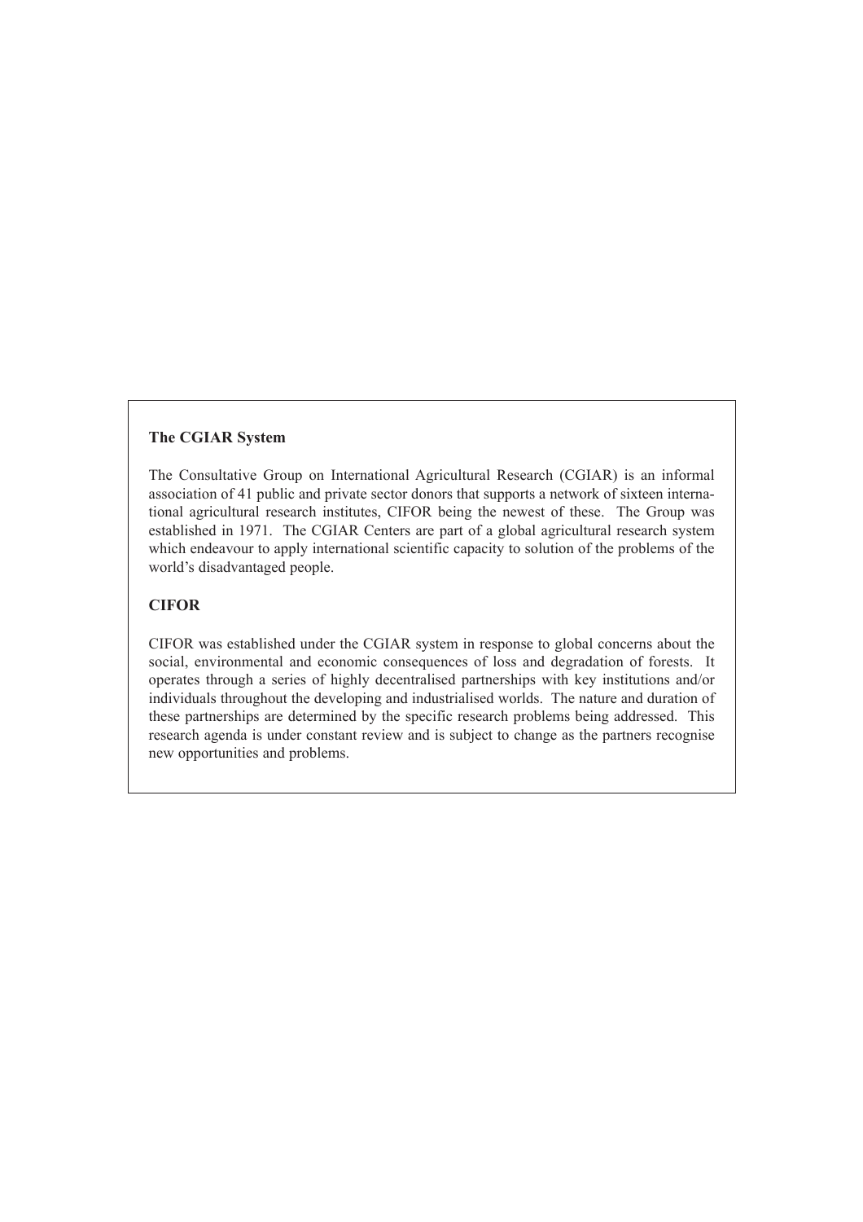**The CGIAR System**

The Consultative Group on International Agricultural Research (CGIAR) is an informal association of 41 public and private sector donors that supports a network of sixteen international agricultural research institutes, CIFOR being the newest of these. The Group was established in 1971. The CGIAR Centers are part of a global agricultural research system which endeavour to apply international scientific capacity to solution of the problems of the world's disadvantaged people.

**CIFOR**

CIFOR was established under the CGIAR system in response to global concerns about the social, environmental and economic consequences of loss and degradation of forests. It operates through a series of highly decentralised partnerships with key institutions and/or individuals throughout the developing and industrialised worlds. The nature and duration of these partnerships are determined by the specific research problems being addressed. This research agenda is under constant review and is subject to change as the partners recognise new opportunities and problems.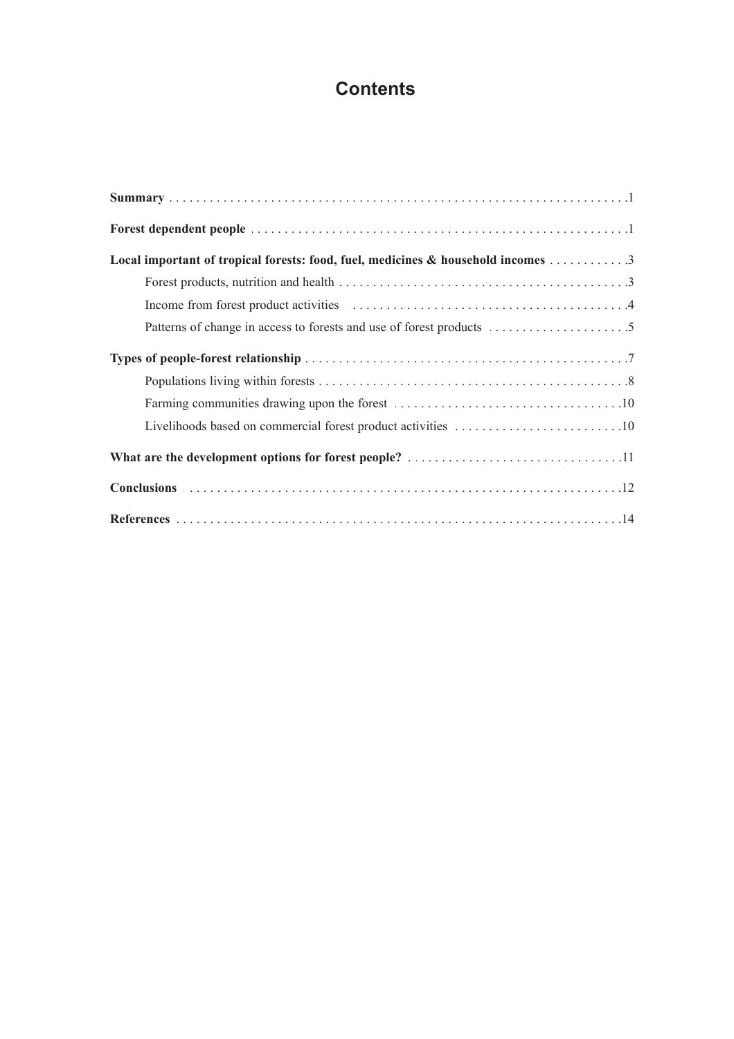# Contents

**Summary** ....................................................................1

**Forest dependent people** ....................................................................1

**Local important of tropical forests: food, fuel, medicines & household incomes** ............3

- Forest products, nutrition and health ............................................3
- Income from forest product activities ............................................4
- Patterns of change in access to forests and use of forest products ...................5

**Types of people-forest relationship** ................................................7

- Populations living within forests ..............................................8
- Farming communities drawing upon the forest ....................................10
- Livelihoods based on commercial forest product activities .........................10

**What are the development options for forest people?** ................................11

**Conclusions** ....................................................................12

**References** ....................................................................14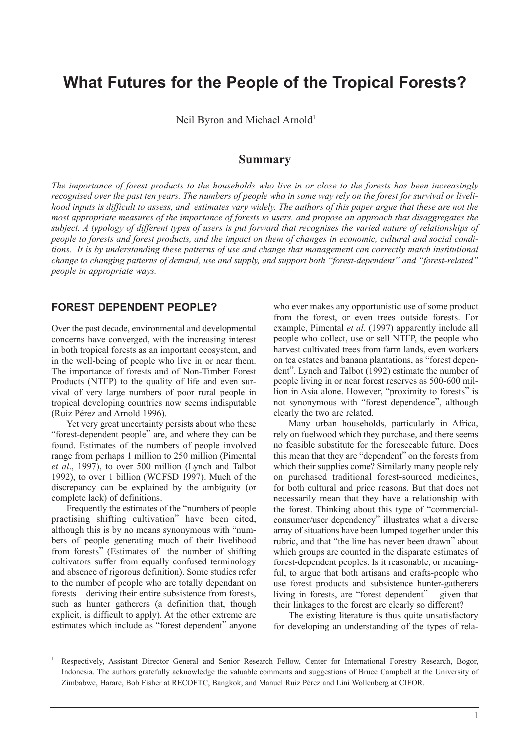# What Futures for the People of the Tropical Forests?

Neil Byron and Michael Arnold[1]

## Summary

*The importance of forest products to the households who live in or close to the forests has been increasingly recognised over the past ten years. The numbers of people who in some way rely on the forest for survival or livelihood inputs is difficult to assess, and estimates vary widely. The authors of this paper argue that these are not the most appropriate measures of the importance of forests to users, and propose an approach that disaggregates the subject. A typology of different types of users is put forward that recognises the varied nature of relationships of people to forests and forest products, and the impact on them of changes in economic, cultural and social conditions. It is by understanding these patterns of use and change that management can correctly match institutional change to changing patterns of demand, use and supply, and support both "forest-dependent" and "forest-related" people in appropriate ways.*

## FOREST DEPENDENT PEOPLE?

Over the past decade, environmental and developmental concerns have converged, with the increasing interest in both tropical forests as an important ecosystem, and in the well-being of people who live in or near them. The importance of forests and of Non-Timber Forest Products (NTFP) to the quality of life and even survival of very large numbers of poor rural people in tropical developing countries now seems indisputable (Ruiz Pérez and Arnold 1996).

Yet very great uncertainty persists about who these "forest-dependent people" are, and where they can be found. Estimates of the numbers of people involved range from perhaps 1 million to 250 million (Pimental *et al*., 1997), to over 500 million (Lynch and Talbot 1992), to over 1 billion (WCFSD 1997). Much of the discrepancy can be explained by the ambiguity (or complete lack) of definitions.

Frequently the estimates of the "numbers of people practising shifting cultivation" have been cited, although this is by no means synonymous with "numbers of people generating much of their livelihood from forests" (Estimates of the number of shifting cultivators suffer from equally confused terminology and absence of rigorous definition). Some studies refer to the number of people who are totally dependant on forests – deriving their entire subsistence from forests, such as hunter gatherers (a definition that, though explicit, is difficult to apply). At the other extreme are estimates which include as "forest dependent" anyone who ever makes any opportunistic use of some product from the forest, or even trees outside forests. For example, Pimental *et al.* (1997) apparently include all people who collect, use or sell NTFP, the people who harvest cultivated trees from farm lands, even workers on tea estates and banana plantations, as "forest dependent". Lynch and Talbot (1992) estimate the number of people living in or near forest reserves as 500-600 million in Asia alone. However, "proximity to forests" is not synonymous with "forest dependence", although clearly the two are related.

Many urban households, particularly in Africa, rely on fuelwood which they purchase, and there seems no feasible substitute for the foreseeable future. Does this mean that they are "dependent" on the forests from which their supplies come? Similarly many people rely on purchased traditional forest-sourced medicines, for both cultural and price reasons. But that does not necessarily mean that they have a relationship with the forest. Thinking about this type of "commercial-consumer/user dependency" illustrates what a diverse array of situations have been lumped together under this rubric, and that "the line has never been drawn" about which groups are counted in the disparate estimates of forest-dependent peoples. Is it reasonable, or meaningful, to argue that both artisans and crafts-people who use forest products and subsistence hunter-gatherers living in forests, are "forest dependent" – given that their linkages to the forest are clearly so different?

The existing literature is thus quite unsatisfactory for developing an understanding of the types of rela-

[1] Respectively, Assistant Director General and Senior Research Fellow, Center for International Forestry Research, Bogor, Indonesia. The authors gratefully acknowledge the valuable comments and suggestions of Bruce Campbell at the University of Zimbabwe, Harare, Bob Fisher at RECOFTC, Bangkok, and Manuel Ruiz Pérez and Lini Wollenberg at CIFOR.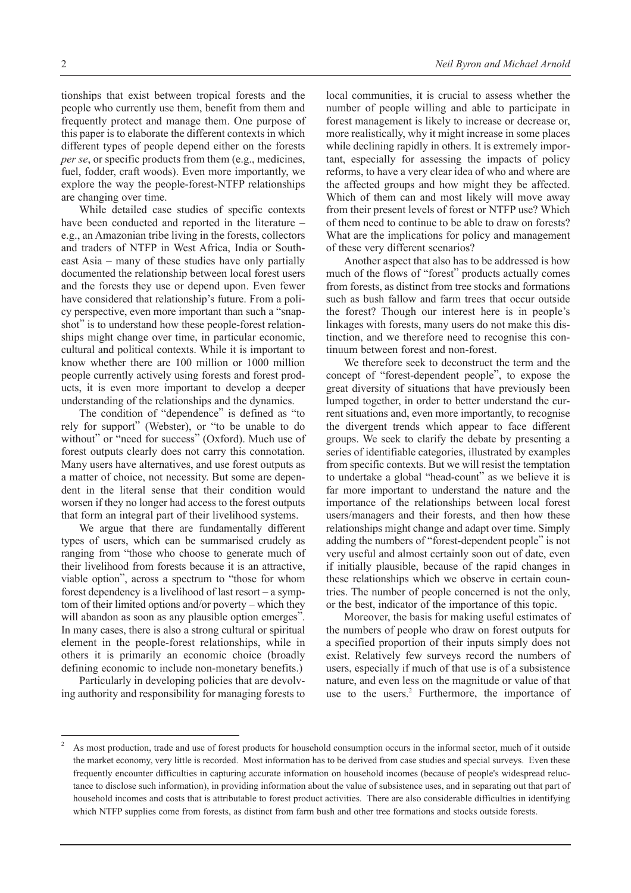tionships that exist between tropical forests and the people who currently use them, benefit from them and frequently protect and manage them. One purpose of this paper is to elaborate the different contexts in which different types of people depend either on the forests *per se*, or specific products from them (e.g., medicines, fuel, fodder, craft woods). Even more importantly, we explore the way the people-forest-NTFP relationships are changing over time.

While detailed case studies of specific contexts have been conducted and reported in the literature – e.g., an Amazonian tribe living in the forests, collectors and traders of NTFP in West Africa, India or South-east Asia – many of these studies have only partially documented the relationship between local forest users and the forests they use or depend upon. Even fewer have considered that relationship's future. From a policy perspective, even more important than such a "snapshot" is to understand how these people-forest relationships might change over time, in particular economic, cultural and political contexts. While it is important to know whether there are 100 million or 1000 million people currently actively using forests and forest products, it is even more important to develop a deeper understanding of the relationships and the dynamics.

The condition of "dependence" is defined as "to rely for support" (Webster), or "to be unable to do without" or "need for success" (Oxford). Much use of forest outputs clearly does not carry this connotation. Many users have alternatives, and use forest outputs as a matter of choice, not necessity. But some are dependent in the literal sense that their condition would worsen if they no longer had access to the forest outputs that form an integral part of their livelihood systems.

We argue that there are fundamentally different types of users, which can be summarised crudely as ranging from "those who choose to generate much of their livelihood from forests because it is an attractive, viable option", across a spectrum to "those for whom forest dependency is a livelihood of last resort – a symptom of their limited options and/or poverty – which they will abandon as soon as any plausible option emerges". In many cases, there is also a strong cultural or spiritual element in the people-forest relationships, while in others it is primarily an economic choice (broadly defining economic to include non-monetary benefits.)

Particularly in developing policies that are devolving authority and responsibility for managing forests to local communities, it is crucial to assess whether the number of people willing and able to participate in forest management is likely to increase or decrease or, more realistically, why it might increase in some places while declining rapidly in others. It is extremely important, especially for assessing the impacts of policy reforms, to have a very clear idea of who and where are the affected groups and how might they be affected. Which of them can and most likely will move away from their present levels of forest or NTFP use? Which of them need to continue to be able to draw on forests? What are the implications for policy and management of these very different scenarios?

Another aspect that also has to be addressed is how much of the flows of "forest" products actually comes from forests, as distinct from tree stocks and formations such as bush fallow and farm trees that occur outside the forest? Though our interest here is in people's linkages with forests, many users do not make this distinction, and we therefore need to recognise this continuum between forest and non-forest.

We therefore seek to deconstruct the term and the concept of "forest-dependent people", to expose the great diversity of situations that have previously been lumped together, in order to better understand the current situations and, even more importantly, to recognise the divergent trends which appear to face different groups. We seek to clarify the debate by presenting a series of identifiable categories, illustrated by examples from specific contexts. But we will resist the temptation to undertake a global "head-count" as we believe it is far more important to understand the nature and the importance of the relationships between local forest users/managers and their forests, and then how these relationships might change and adapt over time. Simply adding the numbers of "forest-dependent people" is not very useful and almost certainly soon out of date, even if initially plausible, because of the rapid changes in these relationships which we observe in certain countries. The number of people concerned is not the only, or the best, indicator of the importance of this topic.

Moreover, the basis for making useful estimates of the numbers of people who draw on forest outputs for a specified proportion of their inputs simply does not exist. Relatively few surveys record the numbers of users, especially if much of that use is of a subsistence nature, and even less on the magnitude or value of that use to the users.[2] Furthermore, the importance of

[2] As most production, trade and use of forest products for household consumption occurs in the informal sector, much of it outside the market economy, very little is recorded. Most information has to be derived from case studies and special surveys. Even these frequently encounter difficulties in capturing accurate information on household incomes (because of people's widespread reluctance to disclose such information), in providing information about the value of subsistence uses, and in separating out that part of household incomes and costs that is attributable to forest product activities. There are also considerable difficulties in identifying which NTFP supplies come from forests, as distinct from farm bush and other tree formations and stocks outside forests.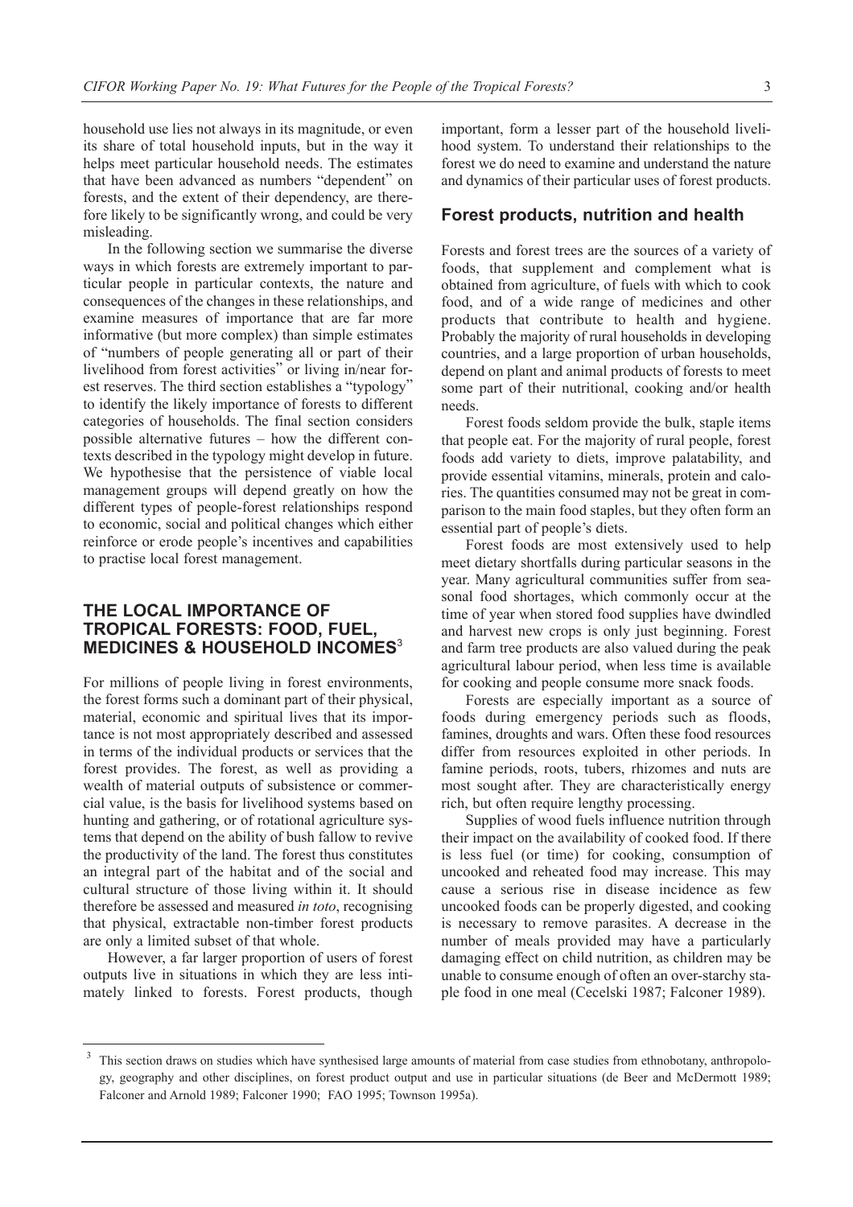household use lies not always in its magnitude, or even its share of total household inputs, but in the way it helps meet particular household needs. The estimates that have been advanced as numbers "dependent" on forests, and the extent of their dependency, are therefore likely to be significantly wrong, and could be very misleading.

In the following section we summarise the diverse ways in which forests are extremely important to particular people in particular contexts, the nature and consequences of the changes in these relationships, and examine measures of importance that are far more informative (but more complex) than simple estimates of "numbers of people generating all or part of their livelihood from forest activities" or living in/near forest reserves. The third section establishes a "typology" to identify the likely importance of forests to different categories of households. The final section considers possible alternative futures – how the different contexts described in the typology might develop in future. We hypothesise that the persistence of viable local management groups will depend greatly on how the different types of people-forest relationships respond to economic, social and political changes which either reinforce or erode people's incentives and capabilities to practise local forest management.

## THE LOCAL IMPORTANCE OF TROPICAL FORESTS: FOOD, FUEL, MEDICINES & HOUSEHOLD INCOMES[3]

For millions of people living in forest environments, the forest forms such a dominant part of their physical, material, economic and spiritual lives that its importance is not most appropriately described and assessed in terms of the individual products or services that the forest provides. The forest, as well as providing a wealth of material outputs of subsistence or commercial value, is the basis for livelihood systems based on hunting and gathering, or of rotational agriculture systems that depend on the ability of bush fallow to revive the productivity of the land. The forest thus constitutes an integral part of the habitat and of the social and cultural structure of those living within it. It should therefore be assessed and measured *in toto*, recognising that physical, extractable non-timber forest products are only a limited subset of that whole.

However, a far larger proportion of users of forest outputs live in situations in which they are less intimately linked to forests. Forest products, though important, form a lesser part of the household livelihood system. To understand their relationships to the forest we do need to examine and understand the nature and dynamics of their particular uses of forest products.

### Forest products, nutrition and health

Forests and forest trees are the sources of a variety of foods, that supplement and complement what is obtained from agriculture, of fuels with which to cook food, and of a wide range of medicines and other products that contribute to health and hygiene. Probably the majority of rural households in developing countries, and a large proportion of urban households, depend on plant and animal products of forests to meet some part of their nutritional, cooking and/or health needs.

Forest foods seldom provide the bulk, staple items that people eat. For the majority of rural people, forest foods add variety to diets, improve palatability, and provide essential vitamins, minerals, protein and calories. The quantities consumed may not be great in comparison to the main food staples, but they often form an essential part of people's diets.

Forest foods are most extensively used to help meet dietary shortfalls during particular seasons in the year. Many agricultural communities suffer from seasonal food shortages, which commonly occur at the time of year when stored food supplies have dwindled and harvest new crops is only just beginning. Forest and farm tree products are also valued during the peak agricultural labour period, when less time is available for cooking and people consume more snack foods.

Forests are especially important as a source of foods during emergency periods such as floods, famines, droughts and wars. Often these food resources differ from resources exploited in other periods. In famine periods, roots, tubers, rhizomes and nuts are most sought after. They are characteristically energy rich, but often require lengthy processing.

Supplies of wood fuels influence nutrition through their impact on the availability of cooked food. If there is less fuel (or time) for cooking, consumption of uncooked and reheated food may increase. This may cause a serious rise in disease incidence as few uncooked foods can be properly digested, and cooking is necessary to remove parasites. A decrease in the number of meals provided may have a particularly damaging effect on child nutrition, as children may be unable to consume enough of often an over-starchy staple food in one meal (Cecelski 1987; Falconer 1989).

---

[3] This section draws on studies which have synthesised large amounts of material from case studies from ethnobotany, anthropology, geography and other disciplines, on forest product output and use in particular situations (de Beer and McDermott 1989; Falconer and Arnold 1989; Falconer 1990; FAO 1995; Townson 1995a).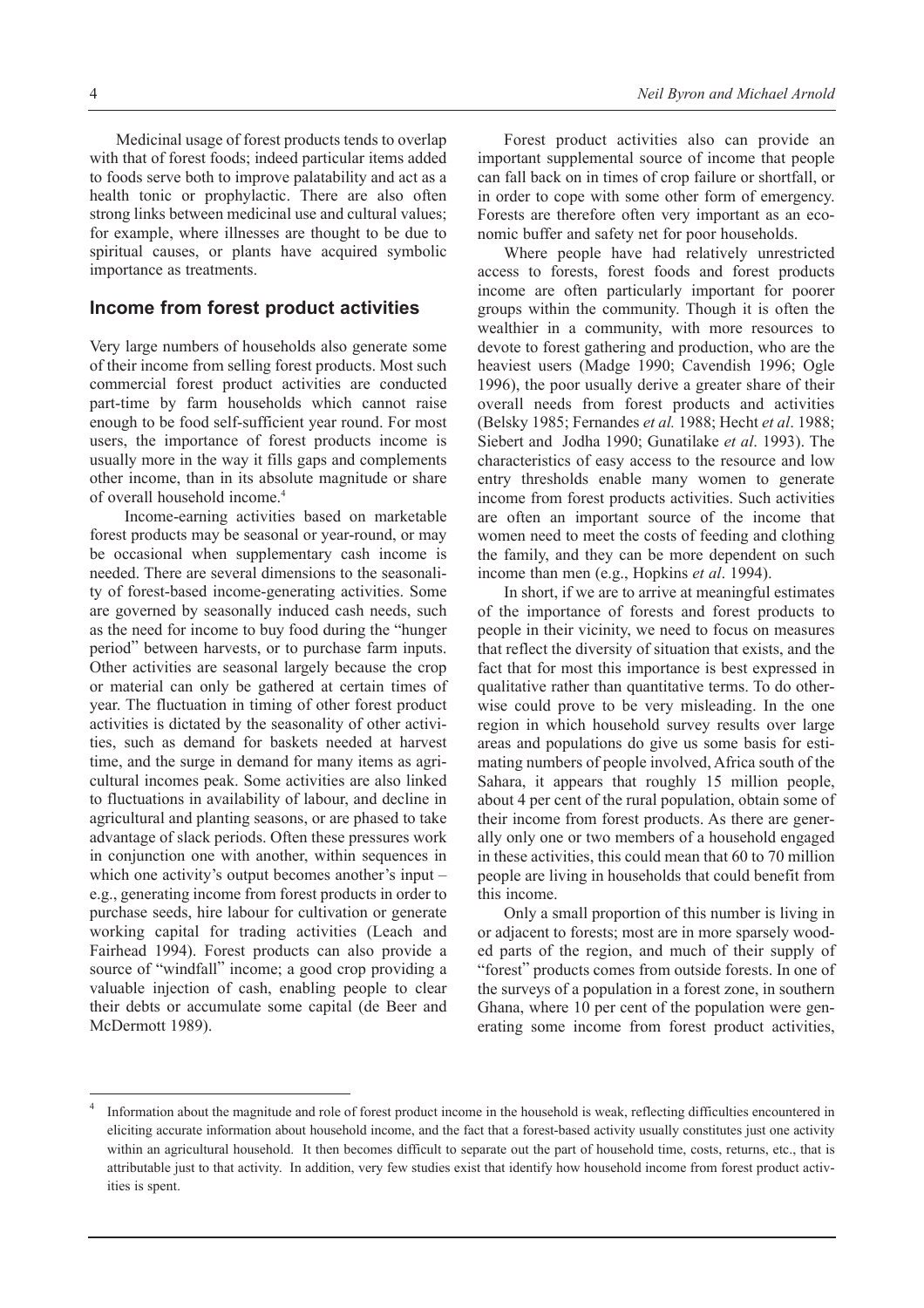Medicinal usage of forest products tends to overlap with that of forest foods; indeed particular items added to foods serve both to improve palatability and act as a health tonic or prophylactic. There are also often strong links between medicinal use and cultural values; for example, where illnesses are thought to be due to spiritual causes, or plants have acquired symbolic importance as treatments.

## Income from forest product activities

Very large numbers of households also generate some of their income from selling forest products. Most such commercial forest product activities are conducted part-time by farm households which cannot raise enough to be food self-sufficient year round. For most users, the importance of forest products income is usually more in the way it fills gaps and complements other income, than in its absolute magnitude or share of overall household income.[4]

Income-earning activities based on marketable forest products may be seasonal or year-round, or may be occasional when supplementary cash income is needed. There are several dimensions to the seasonality of forest-based income-generating activities. Some are governed by seasonally induced cash needs, such as the need for income to buy food during the "hunger period" between harvests, or to purchase farm inputs. Other activities are seasonal largely because the crop or material can only be gathered at certain times of year. The fluctuation in timing of other forest product activities is dictated by the seasonality of other activities, such as demand for baskets needed at harvest time, and the surge in demand for many items as agricultural incomes peak. Some activities are also linked to fluctuations in availability of labour, and decline in agricultural and planting seasons, or are phased to take advantage of slack periods. Often these pressures work in conjunction one with another, within sequences in which one activity's output becomes another's input – e.g., generating income from forest products in order to purchase seeds, hire labour for cultivation or generate working capital for trading activities (Leach and Fairhead 1994). Forest products can also provide a source of "windfall" income; a good crop providing a valuable injection of cash, enabling people to clear their debts or accumulate some capital (de Beer and McDermott 1989).

Forest product activities also can provide an important supplemental source of income that people can fall back on in times of crop failure or shortfall, or in order to cope with some other form of emergency. Forests are therefore often very important as an economic buffer and safety net for poor households.

Where people have had relatively unrestricted access to forests, forest foods and forest products income are often particularly important for poorer groups within the community. Though it is often the wealthier in a community, with more resources to devote to forest gathering and production, who are the heaviest users (Madge 1990; Cavendish 1996; Ogle 1996), the poor usually derive a greater share of their overall needs from forest products and activities (Belsky 1985; Fernandes *et al.* 1988; Hecht *et al*. 1988; Siebert and Jodha 1990; Gunatilake *et al*. 1993). The characteristics of easy access to the resource and low entry thresholds enable many women to generate income from forest products activities. Such activities are often an important source of the income that women need to meet the costs of feeding and clothing the family, and they can be more dependent on such income than men (e.g., Hopkins *et al*. 1994).

In short, if we are to arrive at meaningful estimates of the importance of forests and forest products to people in their vicinity, we need to focus on measures that reflect the diversity of situation that exists, and the fact that for most this importance is best expressed in qualitative rather than quantitative terms. To do otherwise could prove to be very misleading. In the one region in which household survey results over large areas and populations do give us some basis for estimating numbers of people involved, Africa south of the Sahara, it appears that roughly 15 million people, about 4 per cent of the rural population, obtain some of their income from forest products. As there are generally only one or two members of a household engaged in these activities, this could mean that 60 to 70 million people are living in households that could benefit from this income.

Only a small proportion of this number is living in or adjacent to forests; most are in more sparsely wooded parts of the region, and much of their supply of "forest" products comes from outside forests. In one of the surveys of a population in a forest zone, in southern Ghana, where 10 per cent of the population were generating some income from forest product activities,

---

[4] Information about the magnitude and role of forest product income in the household is weak, reflecting difficulties encountered in eliciting accurate information about household income, and the fact that a forest-based activity usually constitutes just one activity within an agricultural household. It then becomes difficult to separate out the part of household time, costs, returns, etc., that is attributable just to that activity. In addition, very few studies exist that identify how household income from forest product activities is spent.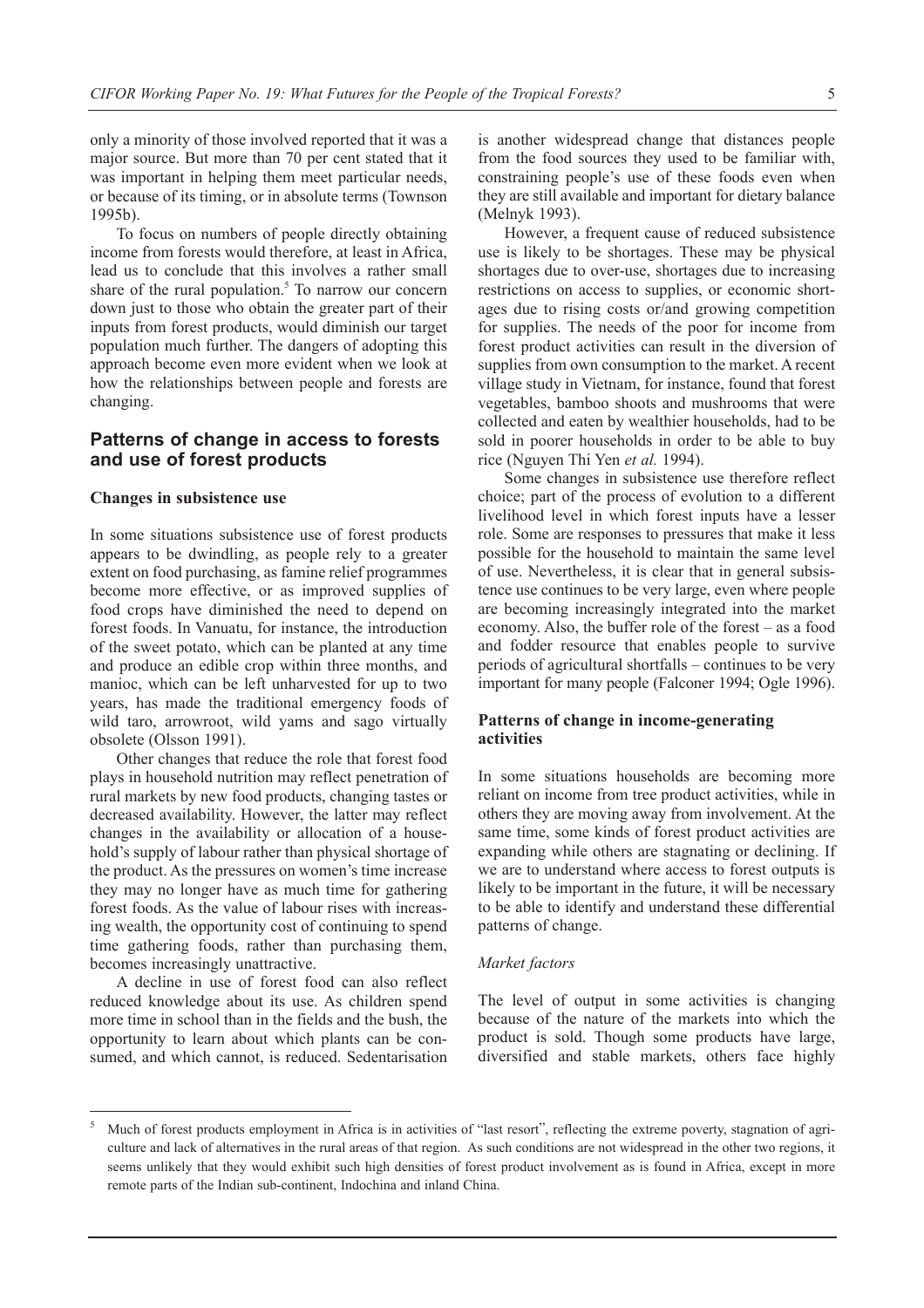only a minority of those involved reported that it was a major source. But more than 70 per cent stated that it was important in helping them meet particular needs, or because of its timing, or in absolute terms (Townson 1995b).

To focus on numbers of people directly obtaining income from forests would therefore, at least in Africa, lead us to conclude that this involves a rather small share of the rural population.[5] To narrow our concern down just to those who obtain the greater part of their inputs from forest products, would diminish our target population much further. The dangers of adopting this approach become even more evident when we look at how the relationships between people and forests are changing.

## Patterns of change in access to forests and use of forest products

### Changes in subsistence use

In some situations subsistence use of forest products appears to be dwindling, as people rely to a greater extent on food purchasing, as famine relief programmes become more effective, or as improved supplies of food crops have diminished the need to depend on forest foods. In Vanuatu, for instance, the introduction of the sweet potato, which can be planted at any time and produce an edible crop within three months, and manioc, which can be left unharvested for up to two years, has made the traditional emergency foods of wild taro, arrowroot, wild yams and sago virtually obsolete (Olsson 1991).

Other changes that reduce the role that forest food plays in household nutrition may reflect penetration of rural markets by new food products, changing tastes or decreased availability. However, the latter may reflect changes in the availability or allocation of a household's supply of labour rather than physical shortage of the product. As the pressures on women's time increase they may no longer have as much time for gathering forest foods. As the value of labour rises with increasing wealth, the opportunity cost of continuing to spend time gathering foods, rather than purchasing them, becomes increasingly unattractive.

A decline in use of forest food can also reflect reduced knowledge about its use. As children spend more time in school than in the fields and the bush, the opportunity to learn about which plants can be consumed, and which cannot, is reduced. Sedentarisation is another widespread change that distances people from the food sources they used to be familiar with, constraining people's use of these foods even when they are still available and important for dietary balance (Melnyk 1993).

However, a frequent cause of reduced subsistence use is likely to be shortages. These may be physical shortages due to over-use, shortages due to increasing restrictions on access to supplies, or economic shortages due to rising costs or/and growing competition for supplies. The needs of the poor for income from forest product activities can result in the diversion of supplies from own consumption to the market. A recent village study in Vietnam, for instance, found that forest vegetables, bamboo shoots and mushrooms that were collected and eaten by wealthier households, had to be sold in poorer households in order to be able to buy rice (Nguyen Thi Yen *et al.* 1994).

Some changes in subsistence use therefore reflect choice; part of the process of evolution to a different livelihood level in which forest inputs have a lesser role. Some are responses to pressures that make it less possible for the household to maintain the same level of use. Nevertheless, it is clear that in general subsistence use continues to be very large, even where people are becoming increasingly integrated into the market economy. Also, the buffer role of the forest – as a food and fodder resource that enables people to survive periods of agricultural shortfalls – continues to be very important for many people (Falconer 1994; Ogle 1996).

### Patterns of change in income-generating activities

In some situations households are becoming more reliant on income from tree product activities, while in others they are moving away from involvement. At the same time, some kinds of forest product activities are expanding while others are stagnating or declining. If we are to understand where access to forest outputs is likely to be important in the future, it will be necessary to be able to identify and understand these differential patterns of change.

#### *Market factors*

The level of output in some activities is changing because of the nature of the markets into which the product is sold. Though some products have large, diversified and stable markets, others face highly

[5] Much of forest products employment in Africa is in activities of "last resort", reflecting the extreme poverty, stagnation of agriculture and lack of alternatives in the rural areas of that region. As such conditions are not widespread in the other two regions, it seems unlikely that they would exhibit such high densities of forest product involvement as is found in Africa, except in more remote parts of the Indian sub-continent, Indochina and inland China.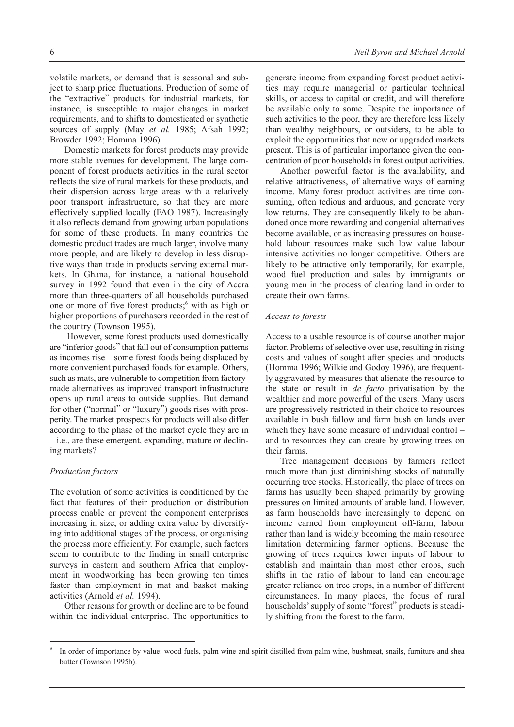volatile markets, or demand that is seasonal and subject to sharp price fluctuations. Production of some of the "extractive" products for industrial markets, for instance, is susceptible to major changes in market requirements, and to shifts to domesticated or synthetic sources of supply (May *et al.* 1985; Afsah 1992; Browder 1992; Homma 1996).

Domestic markets for forest products may provide more stable avenues for development. The large component of forest products activities in the rural sector reflects the size of rural markets for these products, and their dispersion across large areas with a relatively poor transport infrastructure, so that they are more effectively supplied locally (FAO 1987). Increasingly it also reflects demand from growing urban populations for some of these products. In many countries the domestic product trades are much larger, involve many more people, and are likely to develop in less disruptive ways than trade in products serving external markets. In Ghana, for instance, a national household survey in 1992 found that even in the city of Accra more than three-quarters of all households purchased one or more of five forest products;[6] with as high or higher proportions of purchasers recorded in the rest of the country (Townson 1995).

However, some forest products used domestically are "inferior goods" that fall out of consumption patterns as incomes rise – some forest foods being displaced by more convenient purchased foods for example. Others, such as mats, are vulnerable to competition from factory-made alternatives as improved transport infrastructure opens up rural areas to outside supplies. But demand for other ("normal" or "luxury") goods rises with prosperity. The market prospects for products will also differ according to the phase of the market cycle they are in – i.e., are these emergent, expanding, mature or declining markets?

### *Production factors*

The evolution of some activities is conditioned by the fact that features of their production or distribution process enable or prevent the component enterprises increasing in size, or adding extra value by diversifying into additional stages of the process, or organising the process more efficiently. For example, such factors seem to contribute to the finding in small enterprise surveys in eastern and southern Africa that employment in woodworking has been growing ten times faster than employment in mat and basket making activities (Arnold *et al.* 1994).

Other reasons for growth or decline are to be found within the individual enterprise. The opportunities to generate income from expanding forest product activities may require managerial or particular technical skills, or access to capital or credit, and will therefore be available only to some. Despite the importance of such activities to the poor, they are therefore less likely than wealthy neighbours, or outsiders, to be able to exploit the opportunities that new or upgraded markets present. This is of particular importance given the concentration of poor households in forest output activities.

Another powerful factor is the availability, and relative attractiveness, of alternative ways of earning income. Many forest product activities are time consuming, often tedious and arduous, and generate very low returns. They are consequently likely to be abandoned once more rewarding and congenial alternatives become available, or as increasing pressures on household labour resources make such low value labour intensive activities no longer competitive. Others are likely to be attractive only temporarily, for example, wood fuel production and sales by immigrants or young men in the process of clearing land in order to create their own farms.

### *Access to forests*

Access to a usable resource is of course another major factor. Problems of selective over-use, resulting in rising costs and values of sought after species and products (Homma 1996; Wilkie and Godoy 1996), are frequently aggravated by measures that alienate the resource to the state or result in *de facto* privatisation by the wealthier and more powerful of the users. Many users are progressively restricted in their choice to resources available in bush fallow and farm bush on lands over which they have some measure of individual control – and to resources they can create by growing trees on their farms.

Tree management decisions by farmers reflect much more than just diminishing stocks of naturally occurring tree stocks. Historically, the place of trees on farms has usually been shaped primarily by growing pressures on limited amounts of arable land. However, as farm households have increasingly to depend on income earned from employment off-farm, labour rather than land is widely becoming the main resource limitation determining farmer options. Because the growing of trees requires lower inputs of labour to establish and maintain than most other crops, such shifts in the ratio of labour to land can encourage greater reliance on tree crops, in a number of different circumstances. In many places, the focus of rural households' supply of some "forest" products is steadily shifting from the forest to the farm.

---

[6] In order of importance by value: wood fuels, palm wine and spirit distilled from palm wine, bushmeat, snails, furniture and shea butter (Townson 1995b).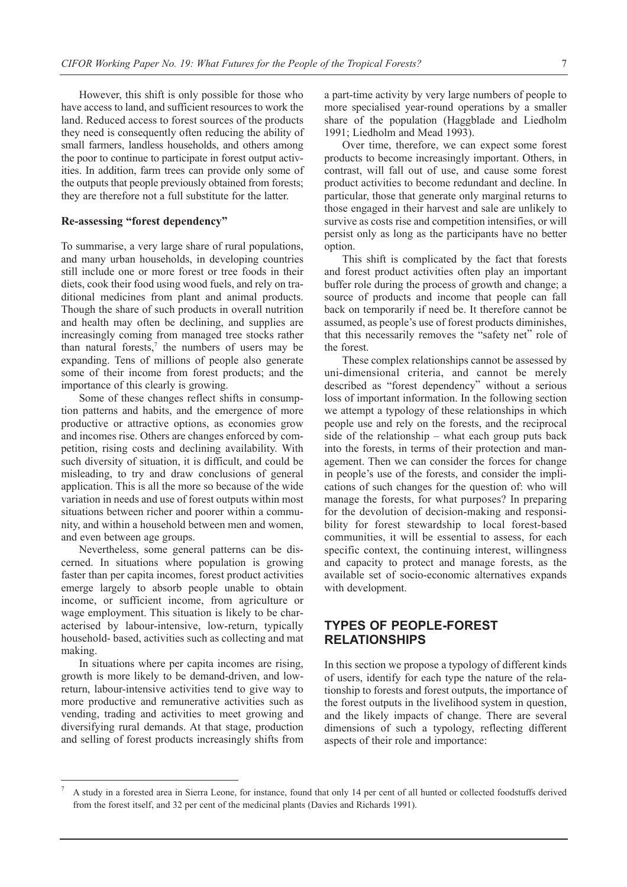However, this shift is only possible for those who have access to land, and sufficient resources to work the land. Reduced access to forest sources of the products they need is consequently often reducing the ability of small farmers, landless households, and others among the poor to continue to participate in forest output activities. In addition, farm trees can provide only some of the outputs that people previously obtained from forests; they are therefore not a full substitute for the latter.

### Re-assessing "forest dependency"

To summarise, a very large share of rural populations, and many urban households, in developing countries still include one or more forest or tree foods in their diets, cook their food using wood fuels, and rely on traditional medicines from plant and animal products. Though the share of such products in overall nutrition and health may often be declining, and supplies are increasingly coming from managed tree stocks rather than natural forests,[7] the numbers of users may be expanding. Tens of millions of people also generate some of their income from forest products; and the importance of this clearly is growing.

Some of these changes reflect shifts in consumption patterns and habits, and the emergence of more productive or attractive options, as economies grow and incomes rise. Others are changes enforced by competition, rising costs and declining availability. With such diversity of situation, it is difficult, and could be misleading, to try and draw conclusions of general application. This is all the more so because of the wide variation in needs and use of forest outputs within most situations between richer and poorer within a community, and within a household between men and women, and even between age groups.

Nevertheless, some general patterns can be discerned. In situations where population is growing faster than per capita incomes, forest product activities emerge largely to absorb people unable to obtain income, or sufficient income, from agriculture or wage employment. This situation is likely to be characterised by labour-intensive, low-return, typically household- based, activities such as collecting and mat making.

In situations where per capita incomes are rising, growth is more likely to be demand-driven, and low-return, labour-intensive activities tend to give way to more productive and remunerative activities such as vending, trading and activities to meet growing and diversifying rural demands. At that stage, production and selling of forest products increasingly shifts from a part-time activity by very large numbers of people to more specialised year-round operations by a smaller share of the population (Haggblade and Liedholm 1991; Liedholm and Mead 1993).

Over time, therefore, we can expect some forest products to become increasingly important. Others, in contrast, will fall out of use, and cause some forest product activities to become redundant and decline. In particular, those that generate only marginal returns to those engaged in their harvest and sale are unlikely to survive as costs rise and competition intensifies, or will persist only as long as the participants have no better option.

This shift is complicated by the fact that forests and forest product activities often play an important buffer role during the process of growth and change; a source of products and income that people can fall back on temporarily if need be. It therefore cannot be assumed, as people's use of forest products diminishes, that this necessarily removes the "safety net" role of the forest.

These complex relationships cannot be assessed by uni-dimensional criteria, and cannot be merely described as "forest dependency" without a serious loss of important information. In the following section we attempt a typology of these relationships in which people use and rely on the forests, and the reciprocal side of the relationship – what each group puts back into the forests, in terms of their protection and management. Then we can consider the forces for change in people's use of the forests, and consider the implications of such changes for the question of: who will manage the forests, for what purposes? In preparing for the devolution of decision-making and responsibility for forest stewardship to local forest-based communities, it will be essential to assess, for each specific context, the continuing interest, willingness and capacity to protect and manage forests, as the available set of socio-economic alternatives expands with development.

## TYPES OF PEOPLE-FOREST RELATIONSHIPS

In this section we propose a typology of different kinds of users, identify for each type the nature of the relationship to forests and forest outputs, the importance of the forest outputs in the livelihood system in question, and the likely impacts of change. There are several dimensions of such a typology, reflecting different aspects of their role and importance:

---

[7] A study in a forested area in Sierra Leone, for instance, found that only 14 per cent of all hunted or collected foodstuffs derived from the forest itself, and 32 per cent of the medicinal plants (Davies and Richards 1991).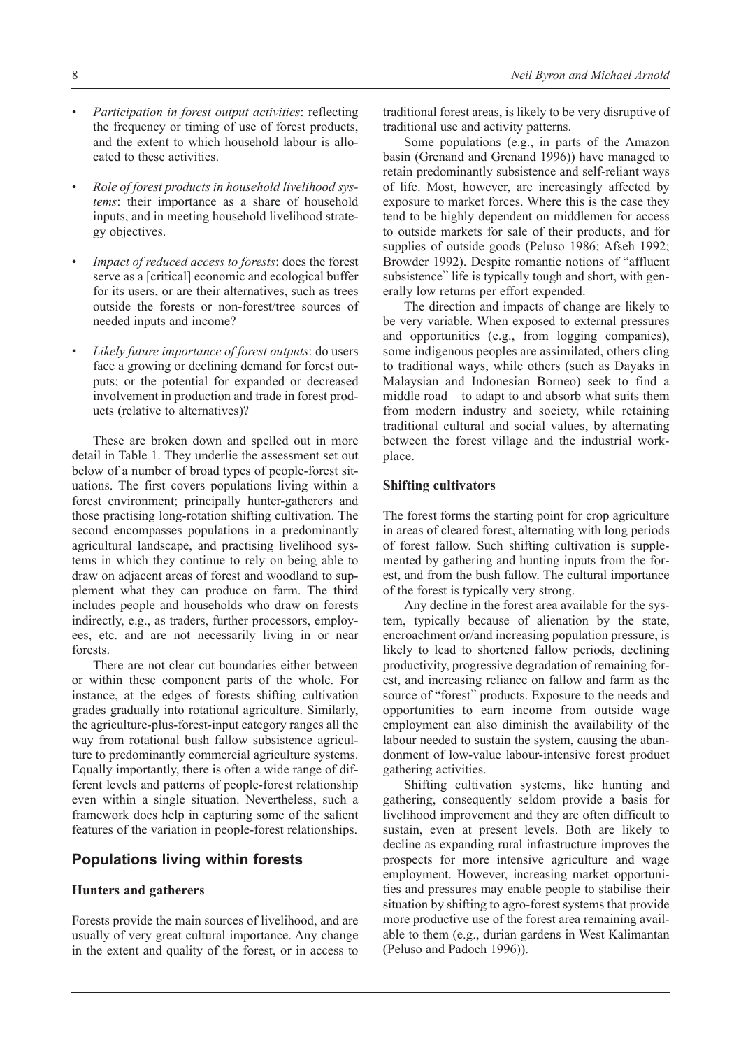- *Participation in forest output activities*: reflecting the frequency or timing of use of forest products, and the extent to which household labour is allocated to these activities.

- *Role of forest products in household livelihood systems*: their importance as a share of household inputs, and in meeting household livelihood strategy objectives.

- *Impact of reduced access to forests*: does the forest serve as a [critical] economic and ecological buffer for its users, or are their alternatives, such as trees outside the forests or non-forest/tree sources of needed inputs and income?

- *Likely future importance of forest outputs*: do users face a growing or declining demand for forest outputs; or the potential for expanded or decreased involvement in production and trade in forest products (relative to alternatives)?

These are broken down and spelled out in more detail in Table 1. They underlie the assessment set out below of a number of broad types of people-forest situations. The first covers populations living within a forest environment; principally hunter-gatherers and those practising long-rotation shifting cultivation. The second encompasses populations in a predominantly agricultural landscape, and practising livelihood systems in which they continue to rely on being able to draw on adjacent areas of forest and woodland to supplement what they can produce on farm. The third includes people and households who draw on forests indirectly, e.g., as traders, further processors, employees, etc. and are not necessarily living in or near forests.

There are not clear cut boundaries either between or within these component parts of the whole. For instance, at the edges of forests shifting cultivation grades gradually into rotational agriculture. Similarly, the agriculture-plus-forest-input category ranges all the way from rotational bush fallow subsistence agriculture to predominantly commercial agriculture systems. Equally importantly, there is often a wide range of different levels and patterns of people-forest relationship even within a single situation. Nevertheless, such a framework does help in capturing some of the salient features of the variation in people-forest relationships.

## Populations living within forests

### Hunters and gatherers

Forests provide the main sources of livelihood, and are usually of very great cultural importance. Any change in the extent and quality of the forest, or in access to traditional forest areas, is likely to be very disruptive of traditional use and activity patterns.

Some populations (e.g., in parts of the Amazon basin (Grenand and Grenand 1996)) have managed to retain predominantly subsistence and self-reliant ways of life. Most, however, are increasingly affected by exposure to market forces. Where this is the case they tend to be highly dependent on middlemen for access to outside markets for sale of their products, and for supplies of outside goods (Peluso 1986; Afseh 1992; Browder 1992). Despite romantic notions of "affluent subsistence" life is typically tough and short, with generally low returns per effort expended.

The direction and impacts of change are likely to be very variable. When exposed to external pressures and opportunities (e.g., from logging companies), some indigenous peoples are assimilated, others cling to traditional ways, while others (such as Dayaks in Malaysian and Indonesian Borneo) seek to find a middle road – to adapt to and absorb what suits them from modern industry and society, while retaining traditional cultural and social values, by alternating between the forest village and the industrial workplace.

### Shifting cultivators

The forest forms the starting point for crop agriculture in areas of cleared forest, alternating with long periods of forest fallow. Such shifting cultivation is supplemented by gathering and hunting inputs from the forest, and from the bush fallow. The cultural importance of the forest is typically very strong.

Any decline in the forest area available for the system, typically because of alienation by the state, encroachment or/and increasing population pressure, is likely to lead to shortened fallow periods, declining productivity, progressive degradation of remaining forest, and increasing reliance on fallow and farm as the source of "forest" products. Exposure to the needs and opportunities to earn income from outside wage employment can also diminish the availability of the labour needed to sustain the system, causing the abandonment of low-value labour-intensive forest product gathering activities.

Shifting cultivation systems, like hunting and gathering, consequently seldom provide a basis for livelihood improvement and they are often difficult to sustain, even at present levels. Both are likely to decline as expanding rural infrastructure improves the prospects for more intensive agriculture and wage employment. However, increasing market opportunities and pressures may enable people to stabilise their situation by shifting to agro-forest systems that provide more productive use of the forest area remaining available to them (e.g., durian gardens in West Kalimantan (Peluso and Padoch 1996)).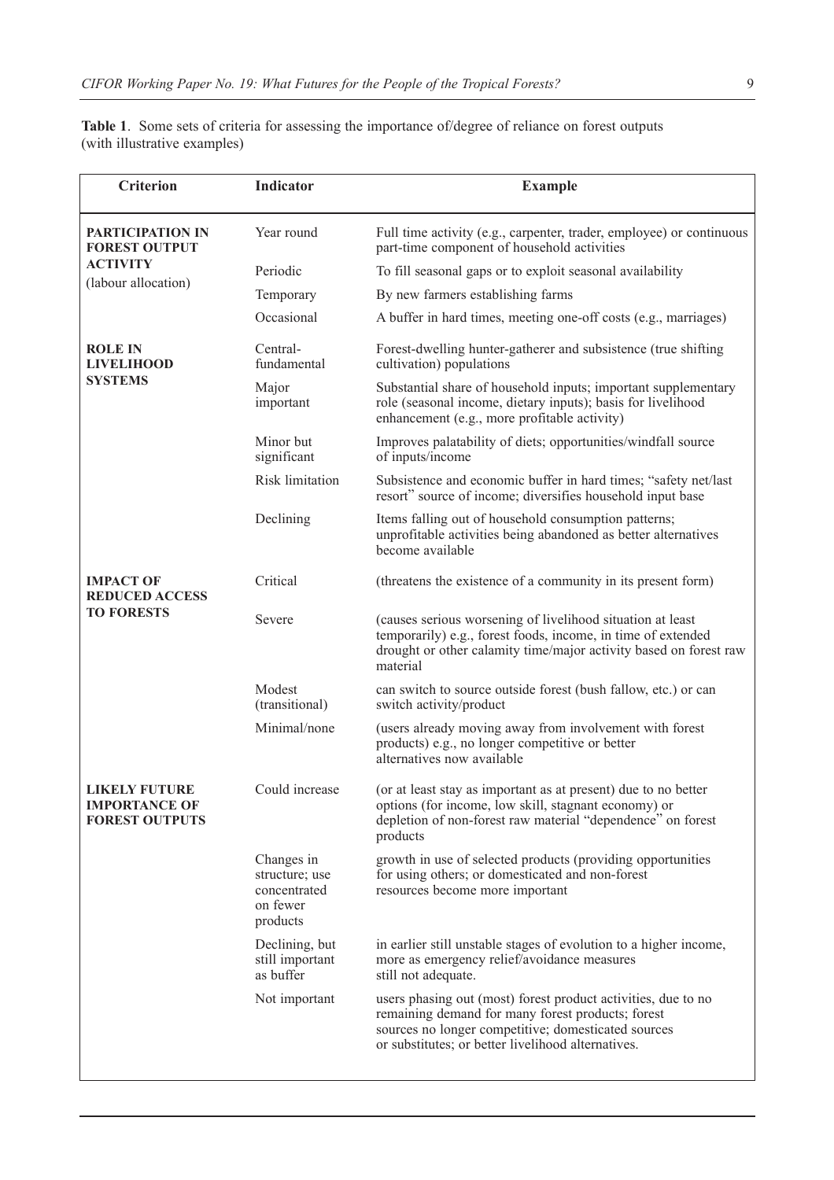**Table 1**. Some sets of criteria for assessing the importance of/degree of reliance on forest outputs (with illustrative examples)

| Criterion | Indicator | Example |
|---|---|---|
| **PARTICIPATION IN FOREST OUTPUT ACTIVITY** (labour allocation) | Year round | Full time activity (e.g., carpenter, trader, employee) or continuous part-time component of household activities |
| | Periodic | To fill seasonal gaps or to exploit seasonal availability |
| | Temporary | By new farmers establishing farms |
| | Occasional | A buffer in hard times, meeting one-off costs (e.g., marriages) |
| **ROLE IN LIVELIHOOD SYSTEMS** | Central-fundamental | Forest-dwelling hunter-gatherer and subsistence (true shifting cultivation) populations |
| | Major important | Substantial share of household inputs; important supplementary role (seasonal income, dietary inputs); basis for livelihood enhancement (e.g., more profitable activity) |
| | Minor but significant | Improves palatability of diets; opportunities/windfall source of inputs/income |
| | Risk limitation | Subsistence and economic buffer in hard times; "safety net/last resort" source of income; diversifies household input base |
| | Declining | Items falling out of household consumption patterns; unprofitable activities being abandoned as better alternatives become available |
| **IMPACT OF REDUCED ACCESS TO FORESTS** | Critical | (threatens the existence of a community in its present form) |
| | Severe | (causes serious worsening of livelihood situation at least temporarily) e.g., forest foods, income, in time of extended drought or other calamity time/major activity based on forest raw material |
| | Modest (transitional) | can switch to source outside forest (bush fallow, etc.) or can switch activity/product |
| | Minimal/none | (users already moving away from involvement with forest products) e.g., no longer competitive or better alternatives now available |
| **LIKELY FUTURE IMPORTANCE OF FOREST OUTPUTS** | Could increase | (or at least stay as important as at present) due to no better options (for income, low skill, stagnant economy) or depletion of non-forest raw material "dependence" on forest products |
| | Changes in structure; use concentrated on fewer products | growth in use of selected products (providing opportunities for using others; or domesticated and non-forest resources become more important |
| | Declining, but still important as buffer | in earlier still unstable stages of evolution to a higher income, more as emergency relief/avoidance measures still not adequate. |
| | Not important | users phasing out (most) forest product activities, due to no remaining demand for many forest products; forest sources no longer competitive; domesticated sources or substitutes; or better livelihood alternatives. |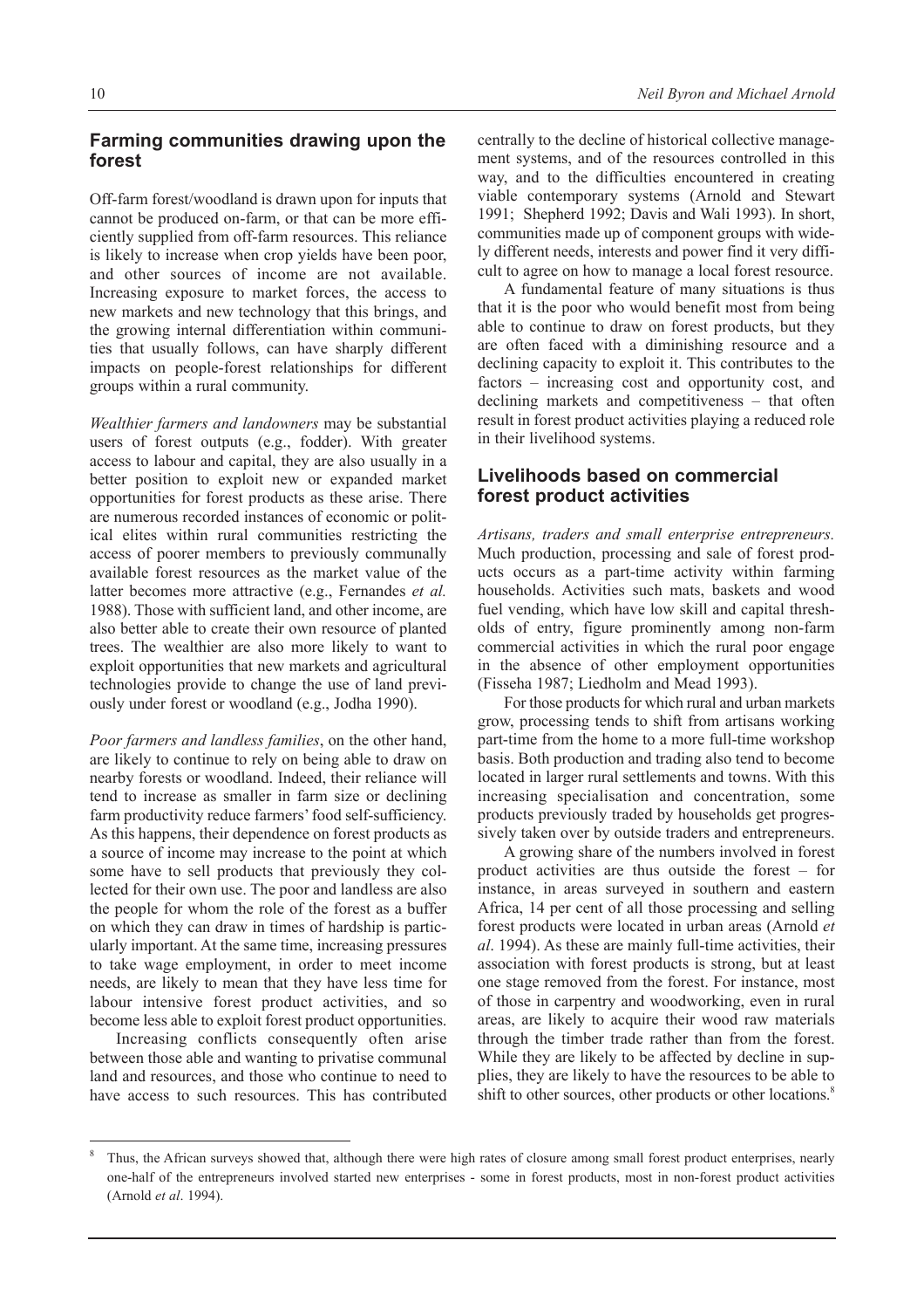## Farming communities drawing upon the forest

Off-farm forest/woodland is drawn upon for inputs that cannot be produced on-farm, or that can be more efficiently supplied from off-farm resources. This reliance is likely to increase when crop yields have been poor, and other sources of income are not available. Increasing exposure to market forces, the access to new markets and new technology that this brings, and the growing internal differentiation within communities that usually follows, can have sharply different impacts on people-forest relationships for different groups within a rural community.

*Wealthier farmers and landowners* may be substantial users of forest outputs (e.g., fodder). With greater access to labour and capital, they are also usually in a better position to exploit new or expanded market opportunities for forest products as these arise. There are numerous recorded instances of economic or political elites within rural communities restricting the access of poorer members to previously communally available forest resources as the market value of the latter becomes more attractive (e.g., Fernandes *et al.* 1988). Those with sufficient land, and other income, are also better able to create their own resource of planted trees. The wealthier are also more likely to want to exploit opportunities that new markets and agricultural technologies provide to change the use of land previously under forest or woodland (e.g., Jodha 1990).

*Poor farmers and landless families*, on the other hand, are likely to continue to rely on being able to draw on nearby forests or woodland. Indeed, their reliance will tend to increase as smaller in farm size or declining farm productivity reduce farmers' food self-sufficiency. As this happens, their dependence on forest products as a source of income may increase to the point at which some have to sell products that previously they collected for their own use. The poor and landless are also the people for whom the role of the forest as a buffer on which they can draw in times of hardship is particularly important. At the same time, increasing pressures to take wage employment, in order to meet income needs, are likely to mean that they have less time for labour intensive forest product activities, and so become less able to exploit forest product opportunities.

Increasing conflicts consequently often arise between those able and wanting to privatise communal land and resources, and those who continue to need to have access to such resources. This has contributed centrally to the decline of historical collective management systems, and of the resources controlled in this way, and to the difficulties encountered in creating viable contemporary systems (Arnold and Stewart 1991; Shepherd 1992; Davis and Wali 1993). In short, communities made up of component groups with widely different needs, interests and power find it very difficult to agree on how to manage a local forest resource.

A fundamental feature of many situations is thus that it is the poor who would benefit most from being able to continue to draw on forest products, but they are often faced with a diminishing resource and a declining capacity to exploit it. This contributes to the factors – increasing cost and opportunity cost, and declining markets and competitiveness – that often result in forest product activities playing a reduced role in their livelihood systems.

## Livelihoods based on commercial forest product activities

*Artisans, traders and small enterprise entrepreneurs.* Much production, processing and sale of forest products occurs as a part-time activity within farming households. Activities such mats, baskets and wood fuel vending, which have low skill and capital thresholds of entry, figure prominently among non-farm commercial activities in which the rural poor engage in the absence of other employment opportunities (Fisseha 1987; Liedholm and Mead 1993).

For those products for which rural and urban markets grow, processing tends to shift from artisans working part-time from the home to a more full-time workshop basis. Both production and trading also tend to become located in larger rural settlements and towns. With this increasing specialisation and concentration, some products previously traded by households get progressively taken over by outside traders and entrepreneurs.

A growing share of the numbers involved in forest product activities are thus outside the forest – for instance, in areas surveyed in southern and eastern Africa, 14 per cent of all those processing and selling forest products were located in urban areas (Arnold *et al*. 1994). As these are mainly full-time activities, their association with forest products is strong, but at least one stage removed from the forest. For instance, most of those in carpentry and woodworking, even in rural areas, are likely to acquire their wood raw materials through the timber trade rather than from the forest. While they are likely to be affected by decline in supplies, they are likely to have the resources to be able to shift to other sources, other products or other locations.[8]

---

[8] Thus, the African surveys showed that, although there were high rates of closure among small forest product enterprises, nearly one-half of the entrepreneurs involved started new enterprises - some in forest products, most in non-forest product activities (Arnold *et al*. 1994).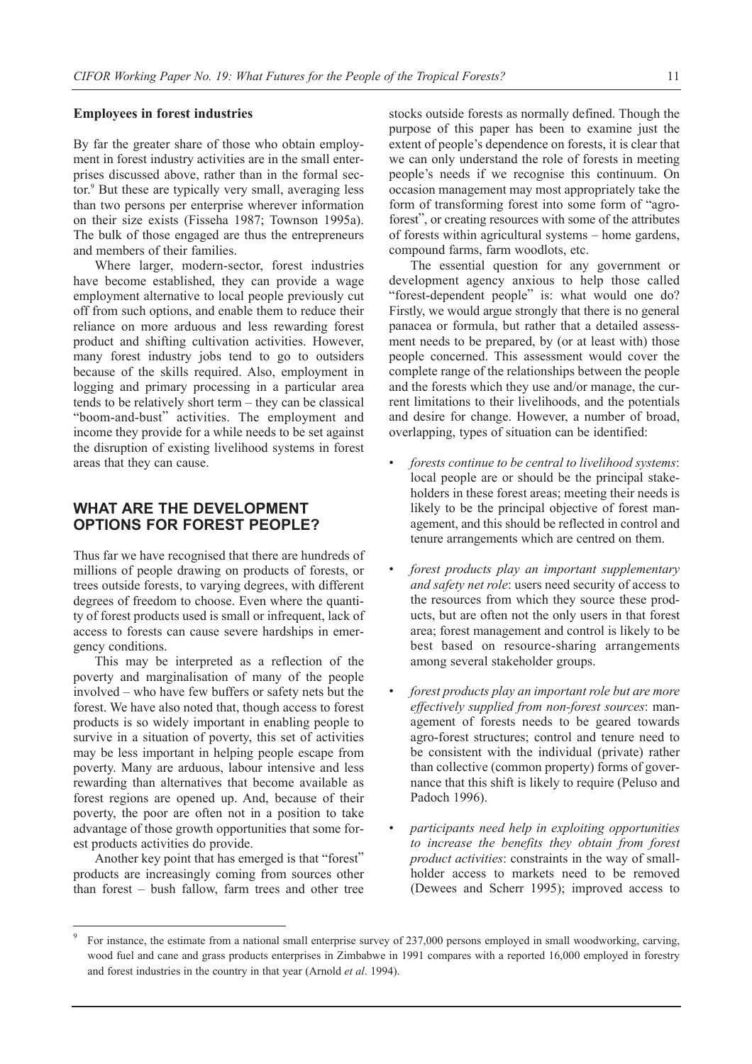#### Employees in forest industries

By far the greater share of those who obtain employment in forest industry activities are in the small enterprises discussed above, rather than in the formal sector.[9] But these are typically very small, averaging less than two persons per enterprise wherever information on their size exists (Fisseha 1987; Townson 1995a). The bulk of those engaged are thus the entrepreneurs and members of their families.

Where larger, modern-sector, forest industries have become established, they can provide a wage employment alternative to local people previously cut off from such options, and enable them to reduce their reliance on more arduous and less rewarding forest product and shifting cultivation activities. However, many forest industry jobs tend to go to outsiders because of the skills required. Also, employment in logging and primary processing in a particular area tends to be relatively short term – they can be classical "boom-and-bust" activities. The employment and income they provide for a while needs to be set against the disruption of existing livelihood systems in forest areas that they can cause.

## WHAT ARE THE DEVELOPMENT OPTIONS FOR FOREST PEOPLE?

Thus far we have recognised that there are hundreds of millions of people drawing on products of forests, or trees outside forests, to varying degrees, with different degrees of freedom to choose. Even where the quantity of forest products used is small or infrequent, lack of access to forests can cause severe hardships in emergency conditions.

This may be interpreted as a reflection of the poverty and marginalisation of many of the people involved – who have few buffers or safety nets but the forest. We have also noted that, though access to forest products is so widely important in enabling people to survive in a situation of poverty, this set of activities may be less important in helping people escape from poverty. Many are arduous, labour intensive and less rewarding than alternatives that become available as forest regions are opened up. And, because of their poverty, the poor are often not in a position to take advantage of those growth opportunities that some forest products activities do provide.

Another key point that has emerged is that "forest" products are increasingly coming from sources other than forest – bush fallow, farm trees and other tree stocks outside forests as normally defined. Though the purpose of this paper has been to examine just the extent of people's dependence on forests, it is clear that we can only understand the role of forests in meeting people's needs if we recognise this continuum. On occasion management may most appropriately take the form of transforming forest into some form of "agro-forest", or creating resources with some of the attributes of forests within agricultural systems – home gardens, compound farms, farm woodlots, etc.

The essential question for any government or development agency anxious to help those called "forest-dependent people" is: what would one do? Firstly, we would argue strongly that there is no general panacea or formula, but rather that a detailed assessment needs to be prepared, by (or at least with) those people concerned. This assessment would cover the complete range of the relationships between the people and the forests which they use and/or manage, the current limitations to their livelihoods, and the potentials and desire for change. However, a number of broad, overlapping, types of situation can be identified:

- *forests continue to be central to livelihood systems*: local people are or should be the principal stakeholders in these forest areas; meeting their needs is likely to be the principal objective of forest management, and this should be reflected in control and tenure arrangements which are centred on them.
- *forest products play an important supplementary and safety net role*: users need security of access to the resources from which they source these products, but are often not the only users in that forest area; forest management and control is likely to be best based on resource-sharing arrangements among several stakeholder groups.
- *forest products play an important role but are more effectively supplied from non-forest sources*: management of forests needs to be geared towards agro-forest structures; control and tenure need to be consistent with the individual (private) rather than collective (common property) forms of governance that this shift is likely to require (Peluso and Padoch 1996).
- *participants need help in exploiting opportunities to increase the benefits they obtain from forest product activities*: constraints in the way of smallholder access to markets need to be removed (Dewees and Scherr 1995); improved access to

[9] For instance, the estimate from a national small enterprise survey of 237,000 persons employed in small woodworking, carving, wood fuel and cane and grass products enterprises in Zimbabwe in 1991 compares with a reported 16,000 employed in forestry and forest industries in the country in that year (Arnold *et al*. 1994).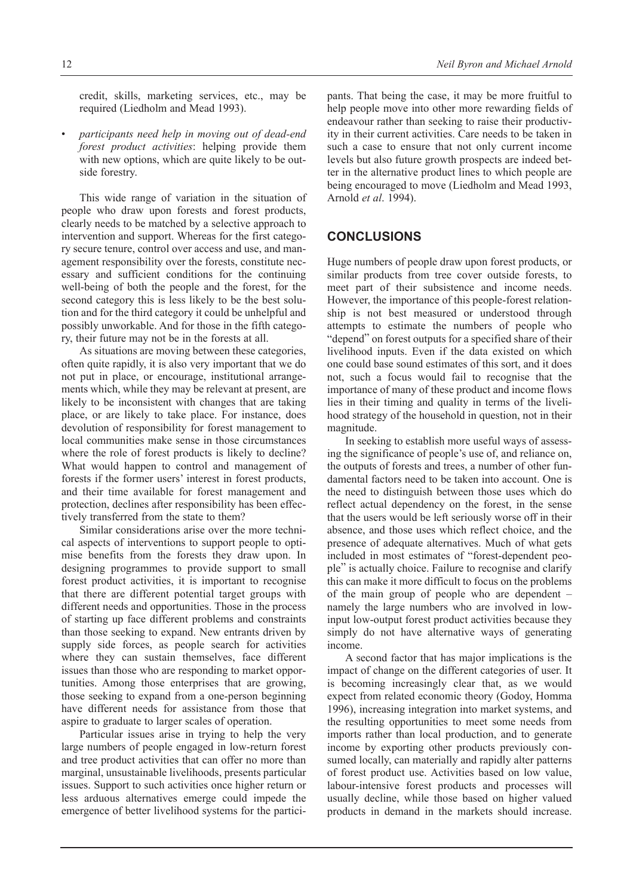credit, skills, marketing services, etc., may be required (Liedholm and Mead 1993).

- *participants need help in moving out of dead-end forest product activities*: helping provide them with new options, which are quite likely to be outside forestry.

This wide range of variation in the situation of people who draw upon forests and forest products, clearly needs to be matched by a selective approach to intervention and support. Whereas for the first category secure tenure, control over access and use, and management responsibility over the forests, constitute necessary and sufficient conditions for the continuing well-being of both the people and the forest, for the second category this is less likely to be the best solution and for the third category it could be unhelpful and possibly unworkable. And for those in the fifth category, their future may not be in the forests at all.

As situations are moving between these categories, often quite rapidly, it is also very important that we do not put in place, or encourage, institutional arrangements which, while they may be relevant at present, are likely to be inconsistent with changes that are taking place, or are likely to take place. For instance, does devolution of responsibility for forest management to local communities make sense in those circumstances where the role of forest products is likely to decline? What would happen to control and management of forests if the former users' interest in forest products, and their time available for forest management and protection, declines after responsibility has been effectively transferred from the state to them?

Similar considerations arise over the more technical aspects of interventions to support people to optimise benefits from the forests they draw upon. In designing programmes to provide support to small forest product activities, it is important to recognise that there are different potential target groups with different needs and opportunities. Those in the process of starting up face different problems and constraints than those seeking to expand. New entrants driven by supply side forces, as people search for activities where they can sustain themselves, face different issues than those who are responding to market opportunities. Among those enterprises that are growing, those seeking to expand from a one-person beginning have different needs for assistance from those that aspire to graduate to larger scales of operation.

Particular issues arise in trying to help the very large numbers of people engaged in low-return forest and tree product activities that can offer no more than marginal, unsustainable livelihoods, presents particular issues. Support to such activities once higher return or less arduous alternatives emerge could impede the emergence of better livelihood systems for the participants. That being the case, it may be more fruitful to help people move into other more rewarding fields of endeavour rather than seeking to raise their productivity in their current activities. Care needs to be taken in such a case to ensure that not only current income levels but also future growth prospects are indeed better in the alternative product lines to which people are being encouraged to move (Liedholm and Mead 1993, Arnold *et al*. 1994).

## CONCLUSIONS

Huge numbers of people draw upon forest products, or similar products from tree cover outside forests, to meet part of their subsistence and income needs. However, the importance of this people-forest relationship is not best measured or understood through attempts to estimate the numbers of people who "depend" on forest outputs for a specified share of their livelihood inputs. Even if the data existed on which one could base sound estimates of this sort, and it does not, such a focus would fail to recognise that the importance of many of these product and income flows lies in their timing and quality in terms of the livelihood strategy of the household in question, not in their magnitude.

In seeking to establish more useful ways of assessing the significance of people's use of, and reliance on, the outputs of forests and trees, a number of other fundamental factors need to be taken into account. One is the need to distinguish between those uses which do reflect actual dependency on the forest, in the sense that the users would be left seriously worse off in their absence, and those uses which reflect choice, and the presence of adequate alternatives. Much of what gets included in most estimates of "forest-dependent people" is actually choice. Failure to recognise and clarify this can make it more difficult to focus on the problems of the main group of people who are dependent – namely the large numbers who are involved in low-input low-output forest product activities because they simply do not have alternative ways of generating income.

A second factor that has major implications is the impact of change on the different categories of user. It is becoming increasingly clear that, as we would expect from related economic theory (Godoy, Homma 1996), increasing integration into market systems, and the resulting opportunities to meet some needs from imports rather than local production, and to generate income by exporting other products previously consumed locally, can materially and rapidly alter patterns of forest product use. Activities based on low value, labour-intensive forest products and processes will usually decline, while those based on higher valued products in demand in the markets should increase.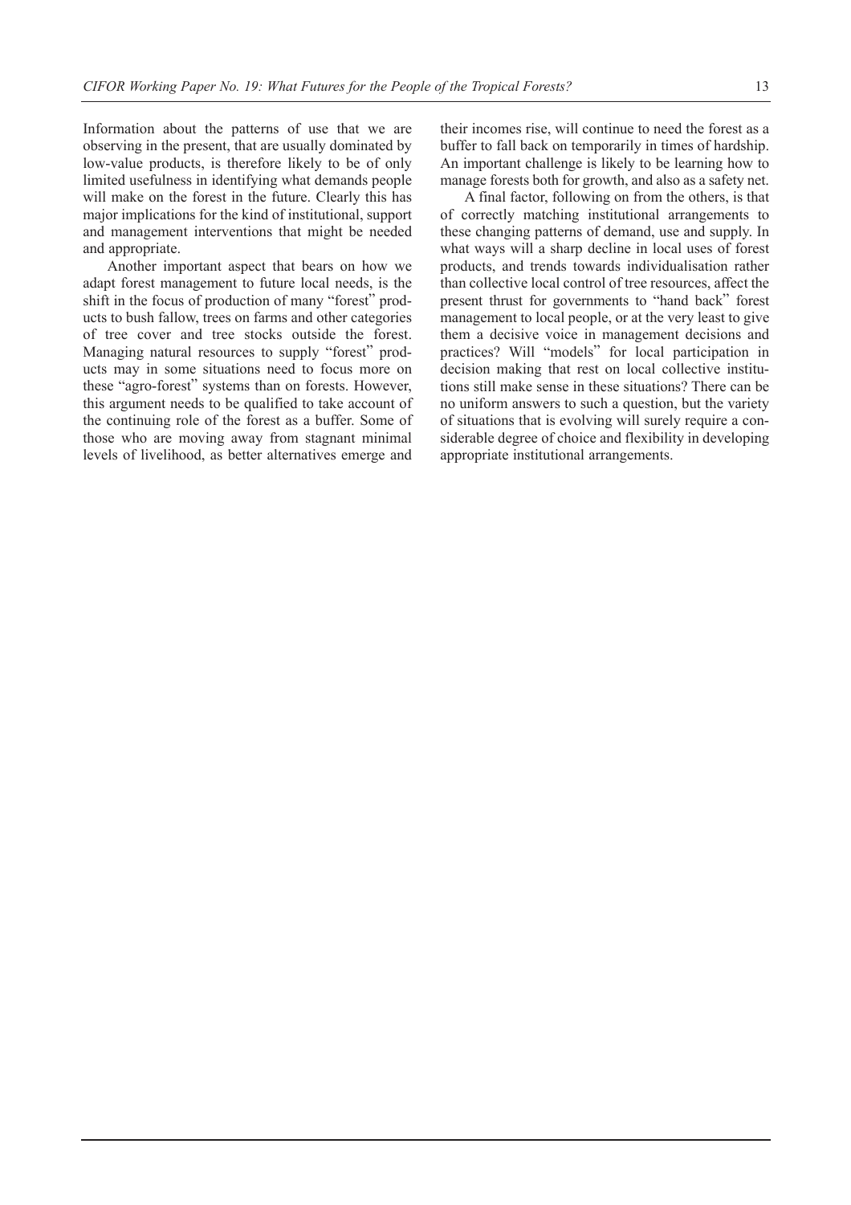Information about the patterns of use that we are observing in the present, that are usually dominated by low-value products, is therefore likely to be of only limited usefulness in identifying what demands people will make on the forest in the future. Clearly this has major implications for the kind of institutional, support and management interventions that might be needed and appropriate.

Another important aspect that bears on how we adapt forest management to future local needs, is the shift in the focus of production of many "forest" products to bush fallow, trees on farms and other categories of tree cover and tree stocks outside the forest. Managing natural resources to supply "forest" products may in some situations need to focus more on these "agro-forest" systems than on forests. However, this argument needs to be qualified to take account of the continuing role of the forest as a buffer. Some of those who are moving away from stagnant minimal levels of livelihood, as better alternatives emerge and their incomes rise, will continue to need the forest as a buffer to fall back on temporarily in times of hardship. An important challenge is likely to be learning how to manage forests both for growth, and also as a safety net.

A final factor, following on from the others, is that of correctly matching institutional arrangements to these changing patterns of demand, use and supply. In what ways will a sharp decline in local uses of forest products, and trends towards individualisation rather than collective local control of tree resources, affect the present thrust for governments to "hand back" forest management to local people, or at the very least to give them a decisive voice in management decisions and practices? Will "models" for local participation in decision making that rest on local collective institutions still make sense in these situations? There can be no uniform answers to such a question, but the variety of situations that is evolving will surely require a considerable degree of choice and flexibility in developing appropriate institutional arrangements.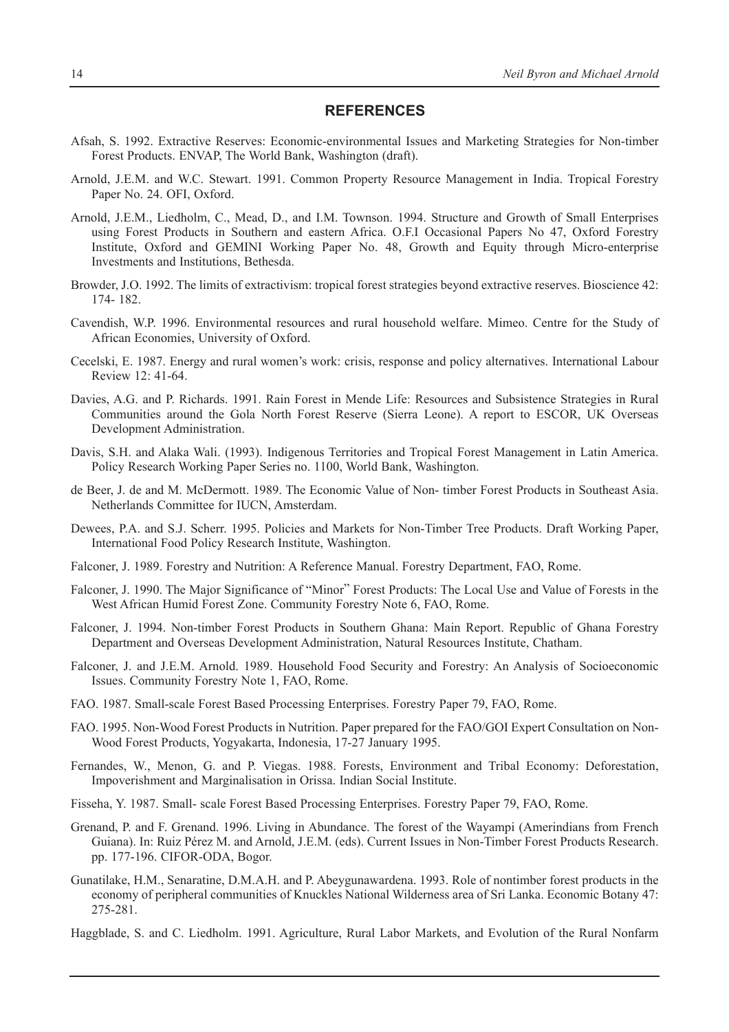## REFERENCES

Afsah, S. 1992. Extractive Reserves: Economic-environmental Issues and Marketing Strategies for Non-timber Forest Products. ENVAP, The World Bank, Washington (draft).

Arnold, J.E.M. and W.C. Stewart. 1991. Common Property Resource Management in India. Tropical Forestry Paper No. 24. OFI, Oxford.

Arnold, J.E.M., Liedholm, C., Mead, D., and I.M. Townson. 1994. Structure and Growth of Small Enterprises using Forest Products in Southern and eastern Africa. O.F.I Occasional Papers No 47, Oxford Forestry Institute, Oxford and GEMINI Working Paper No. 48, Growth and Equity through Micro-enterprise Investments and Institutions, Bethesda.

Browder, J.O. 1992. The limits of extractivism: tropical forest strategies beyond extractive reserves. Bioscience 42: 174- 182.

Cavendish, W.P. 1996. Environmental resources and rural household welfare. Mimeo. Centre for the Study of African Economies, University of Oxford.

Cecelski, E. 1987. Energy and rural women's work: crisis, response and policy alternatives. International Labour Review 12: 41-64.

Davies, A.G. and P. Richards. 1991. Rain Forest in Mende Life: Resources and Subsistence Strategies in Rural Communities around the Gola North Forest Reserve (Sierra Leone). A report to ESCOR, UK Overseas Development Administration.

Davis, S.H. and Alaka Wali. (1993). Indigenous Territories and Tropical Forest Management in Latin America. Policy Research Working Paper Series no. 1100, World Bank, Washington.

de Beer, J. de and M. McDermott. 1989. The Economic Value of Non- timber Forest Products in Southeast Asia. Netherlands Committee for IUCN, Amsterdam.

Dewees, P.A. and S.J. Scherr. 1995. Policies and Markets for Non-Timber Tree Products. Draft Working Paper, International Food Policy Research Institute, Washington.

Falconer, J. 1989. Forestry and Nutrition: A Reference Manual. Forestry Department, FAO, Rome.

Falconer, J. 1990. The Major Significance of "Minor" Forest Products: The Local Use and Value of Forests in the West African Humid Forest Zone. Community Forestry Note 6, FAO, Rome.

Falconer, J. 1994. Non-timber Forest Products in Southern Ghana: Main Report. Republic of Ghana Forestry Department and Overseas Development Administration, Natural Resources Institute, Chatham.

Falconer, J. and J.E.M. Arnold. 1989. Household Food Security and Forestry: An Analysis of Socioeconomic Issues. Community Forestry Note 1, FAO, Rome.

FAO. 1987. Small-scale Forest Based Processing Enterprises. Forestry Paper 79, FAO, Rome.

FAO. 1995. Non-Wood Forest Products in Nutrition. Paper prepared for the FAO/GOI Expert Consultation on Non-Wood Forest Products, Yogyakarta, Indonesia, 17-27 January 1995.

Fernandes, W., Menon, G. and P. Viegas. 1988. Forests, Environment and Tribal Economy: Deforestation, Impoverishment and Marginalisation in Orissa. Indian Social Institute.

Fisseha, Y. 1987. Small- scale Forest Based Processing Enterprises. Forestry Paper 79, FAO, Rome.

Grenand, P. and F. Grenand. 1996. Living in Abundance. The forest of the Wayampi (Amerindians from French Guiana). In: Ruiz Pérez M. and Arnold, J.E.M. (eds). Current Issues in Non-Timber Forest Products Research. pp. 177-196. CIFOR-ODA, Bogor.

Gunatilake, H.M., Senaratine, D.M.A.H. and P. Abeygunawardena. 1993. Role of nontimber forest products in the economy of peripheral communities of Knuckles National Wilderness area of Sri Lanka. Economic Botany 47: 275-281.

Haggblade, S. and C. Liedholm. 1991. Agriculture, Rural Labor Markets, and Evolution of the Rural Nonfarm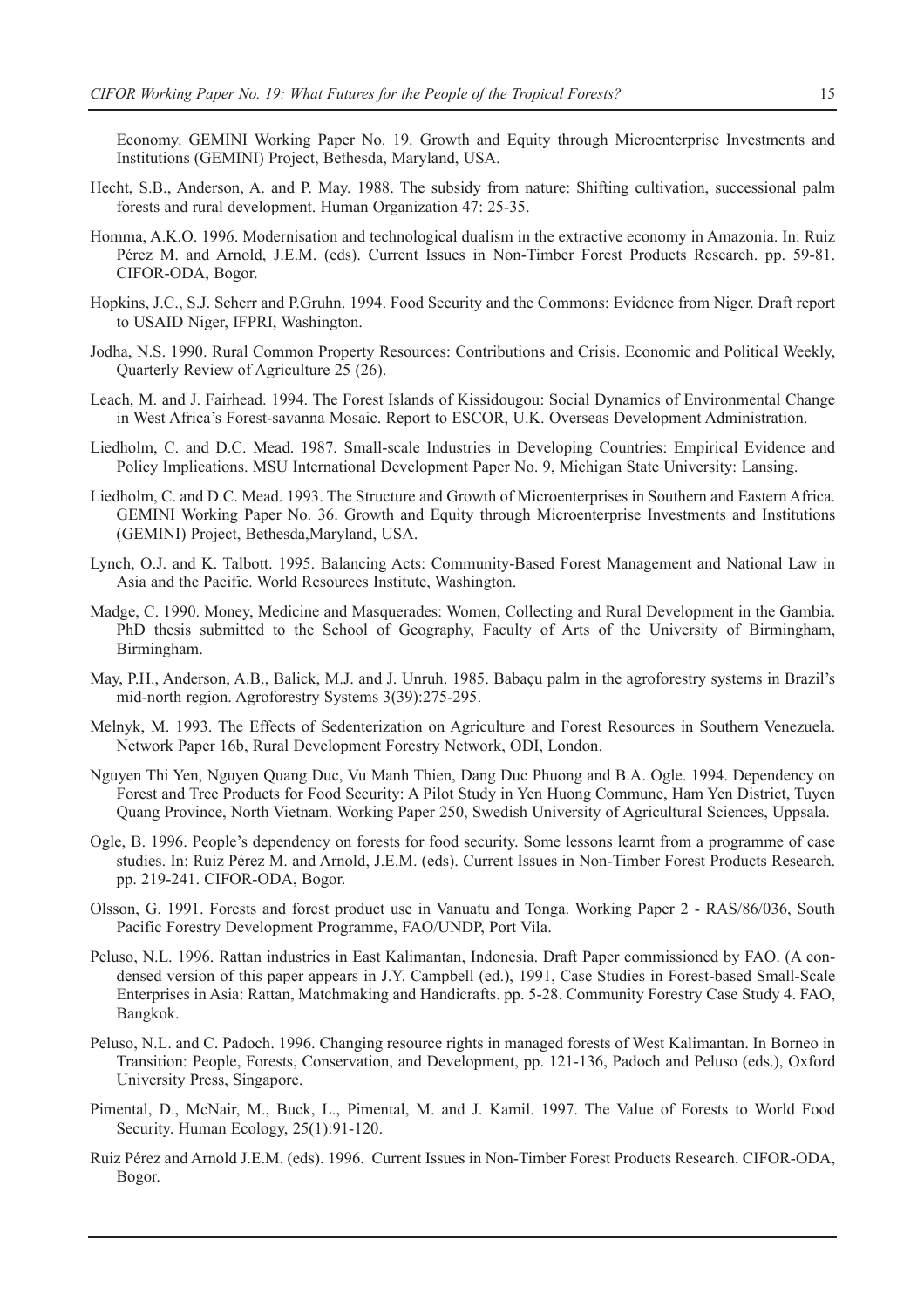Economy. GEMINI Working Paper No. 19. Growth and Equity through Microenterprise Investments and Institutions (GEMINI) Project, Bethesda, Maryland, USA.

Hecht, S.B., Anderson, A. and P. May. 1988. The subsidy from nature: Shifting cultivation, successional palm forests and rural development. Human Organization 47: 25-35.

Homma, A.K.O. 1996. Modernisation and technological dualism in the extractive economy in Amazonia. In: Ruiz Pérez M. and Arnold, J.E.M. (eds). Current Issues in Non-Timber Forest Products Research. pp. 59-81. CIFOR-ODA, Bogor.

Hopkins, J.C., S.J. Scherr and P.Gruhn. 1994. Food Security and the Commons: Evidence from Niger. Draft report to USAID Niger, IFPRI, Washington.

Jodha, N.S. 1990. Rural Common Property Resources: Contributions and Crisis. Economic and Political Weekly, Quarterly Review of Agriculture 25 (26).

Leach, M. and J. Fairhead. 1994. The Forest Islands of Kissidougou: Social Dynamics of Environmental Change in West Africa's Forest-savanna Mosaic. Report to ESCOR, U.K. Overseas Development Administration.

Liedholm, C. and D.C. Mead. 1987. Small-scale Industries in Developing Countries: Empirical Evidence and Policy Implications. MSU International Development Paper No. 9, Michigan State University: Lansing.

Liedholm, C. and D.C. Mead. 1993. The Structure and Growth of Microenterprises in Southern and Eastern Africa. GEMINI Working Paper No. 36. Growth and Equity through Microenterprise Investments and Institutions (GEMINI) Project, Bethesda,Maryland, USA.

Lynch, O.J. and K. Talbott. 1995. Balancing Acts: Community-Based Forest Management and National Law in Asia and the Pacific. World Resources Institute, Washington.

Madge, C. 1990. Money, Medicine and Masquerades: Women, Collecting and Rural Development in the Gambia. PhD thesis submitted to the School of Geography, Faculty of Arts of the University of Birmingham, Birmingham.

May, P.H., Anderson, A.B., Balick, M.J. and J. Unruh. 1985. Babaçu palm in the agroforestry systems in Brazil's mid-north region. Agroforestry Systems 3(39):275-295.

Melnyk, M. 1993. The Effects of Sedenterization on Agriculture and Forest Resources in Southern Venezuela. Network Paper 16b, Rural Development Forestry Network, ODI, London.

Nguyen Thi Yen, Nguyen Quang Duc, Vu Manh Thien, Dang Duc Phuong and B.A. Ogle. 1994. Dependency on Forest and Tree Products for Food Security: A Pilot Study in Yen Huong Commune, Ham Yen District, Tuyen Quang Province, North Vietnam. Working Paper 250, Swedish University of Agricultural Sciences, Uppsala.

Ogle, B. 1996. People's dependency on forests for food security. Some lessons learnt from a programme of case studies. In: Ruiz Pérez M. and Arnold, J.E.M. (eds). Current Issues in Non-Timber Forest Products Research. pp. 219-241. CIFOR-ODA, Bogor.

Olsson, G. 1991. Forests and forest product use in Vanuatu and Tonga. Working Paper 2 - RAS/86/036, South Pacific Forestry Development Programme, FAO/UNDP, Port Vila.

Peluso, N.L. 1996. Rattan industries in East Kalimantan, Indonesia. Draft Paper commissioned by FAO. (A condensed version of this paper appears in J.Y. Campbell (ed.), 1991, Case Studies in Forest-based Small-Scale Enterprises in Asia: Rattan, Matchmaking and Handicrafts. pp. 5-28. Community Forestry Case Study 4. FAO, Bangkok.

Peluso, N.L. and C. Padoch. 1996. Changing resource rights in managed forests of West Kalimantan. In Borneo in Transition: People, Forests, Conservation, and Development, pp. 121-136, Padoch and Peluso (eds.), Oxford University Press, Singapore.

Pimental, D., McNair, M., Buck, L., Pimental, M. and J. Kamil. 1997. The Value of Forests to World Food Security. Human Ecology, 25(1):91-120.

Ruiz Pérez and Arnold J.E.M. (eds). 1996. Current Issues in Non-Timber Forest Products Research. CIFOR-ODA, Bogor.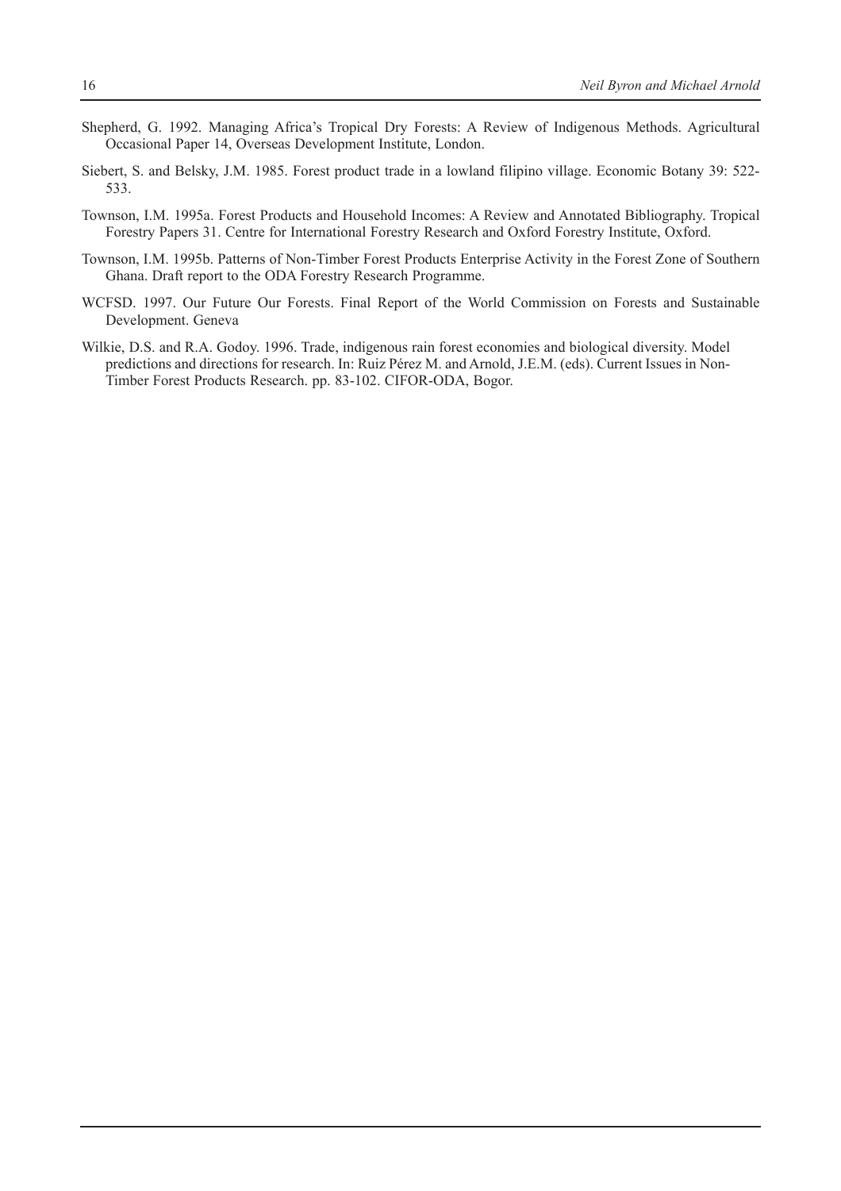Shepherd, G. 1992. Managing Africa's Tropical Dry Forests: A Review of Indigenous Methods. Agricultural Occasional Paper 14, Overseas Development Institute, London.

Siebert, S. and Belsky, J.M. 1985. Forest product trade in a lowland filipino village. Economic Botany 39: 522-533.

Townson, I.M. 1995a. Forest Products and Household Incomes: A Review and Annotated Bibliography. Tropical Forestry Papers 31. Centre for International Forestry Research and Oxford Forestry Institute, Oxford.

Townson, I.M. 1995b. Patterns of Non-Timber Forest Products Enterprise Activity in the Forest Zone of Southern Ghana. Draft report to the ODA Forestry Research Programme.

WCFSD. 1997. Our Future Our Forests. Final Report of the World Commission on Forests and Sustainable Development. Geneva

Wilkie, D.S. and R.A. Godoy. 1996. Trade, indigenous rain forest economies and biological diversity. Model predictions and directions for research. In: Ruiz Pérez M. and Arnold, J.E.M. (eds). Current Issues in Non-Timber Forest Products Research. pp. 83-102. CIFOR-ODA, Bogor.